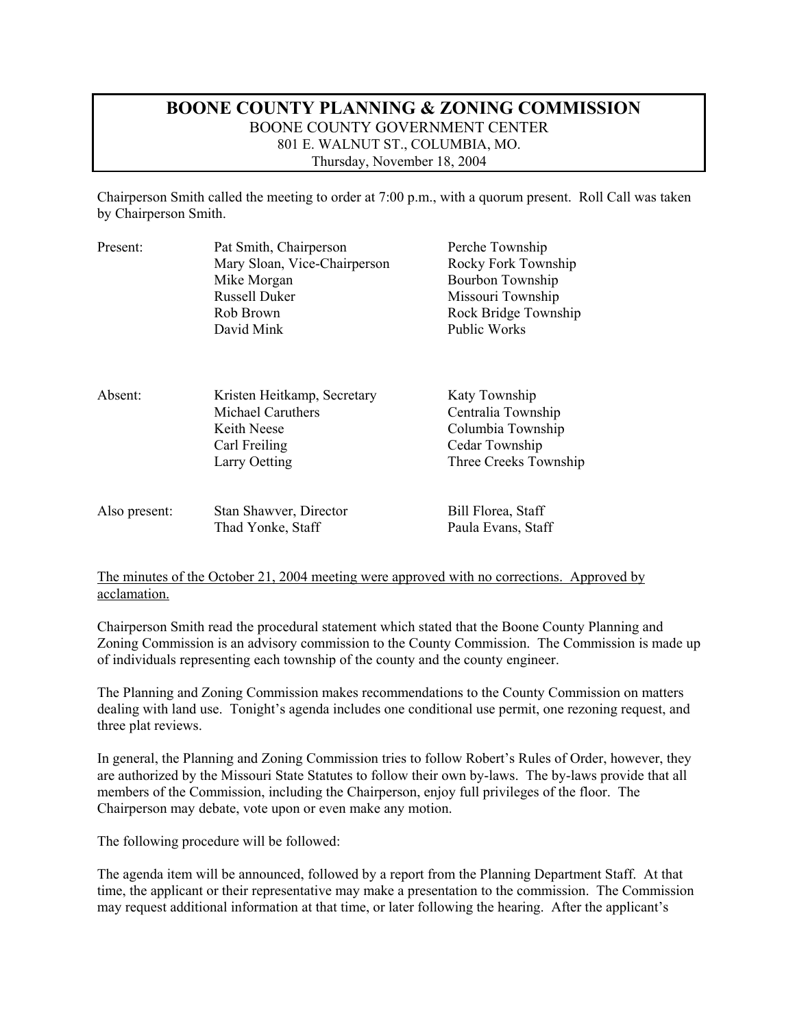# BOONE COUNTY PLANNING & ZONING COMMISSION

BOONE COUNTY GOVERNMENT CENTER
801 E. WALNUT ST., COLUMBIA, MO.
Thursday, November 18, 2004

Chairperson Smith called the meeting to order at 7:00 p.m., with a quorum present. Roll Call was taken by Chairperson Smith.

| | | |
|---|---|---|
| Present: | Pat Smith, Chairperson | Perche Township |
| | Mary Sloan, Vice-Chairperson | Rocky Fork Township |
| | Mike Morgan | Bourbon Township |
| | Russell Duker | Missouri Township |
| | Rob Brown | Rock Bridge Township |
| | David Mink | Public Works |
| Absent: | Kristen Heitkamp, Secretary | Katy Township |
| | Michael Caruthers | Centralia Township |
| | Keith Neese | Columbia Township |
| | Carl Freiling | Cedar Township |
| | Larry Oetting | Three Creeks Township |
| Also present: | Stan Shawver, Director | Bill Florea, Staff |
| | Thad Yonke, Staff | Paula Evans, Staff |

<u>The minutes of the October 21, 2004 meeting were approved with no corrections. Approved by acclamation.</u>

Chairperson Smith read the procedural statement which stated that the Boone County Planning and Zoning Commission is an advisory commission to the County Commission. The Commission is made up of individuals representing each township of the county and the county engineer.

The Planning and Zoning Commission makes recommendations to the County Commission on matters dealing with land use. Tonight's agenda includes one conditional use permit, one rezoning request, and three plat reviews.

In general, the Planning and Zoning Commission tries to follow Robert's Rules of Order, however, they are authorized by the Missouri State Statutes to follow their own by-laws. The by-laws provide that all members of the Commission, including the Chairperson, enjoy full privileges of the floor. The Chairperson may debate, vote upon or even make any motion.

The following procedure will be followed:

The agenda item will be announced, followed by a report from the Planning Department Staff. At that time, the applicant or their representative may make a presentation to the commission. The Commission may request additional information at that time, or later following the hearing. After the applicant's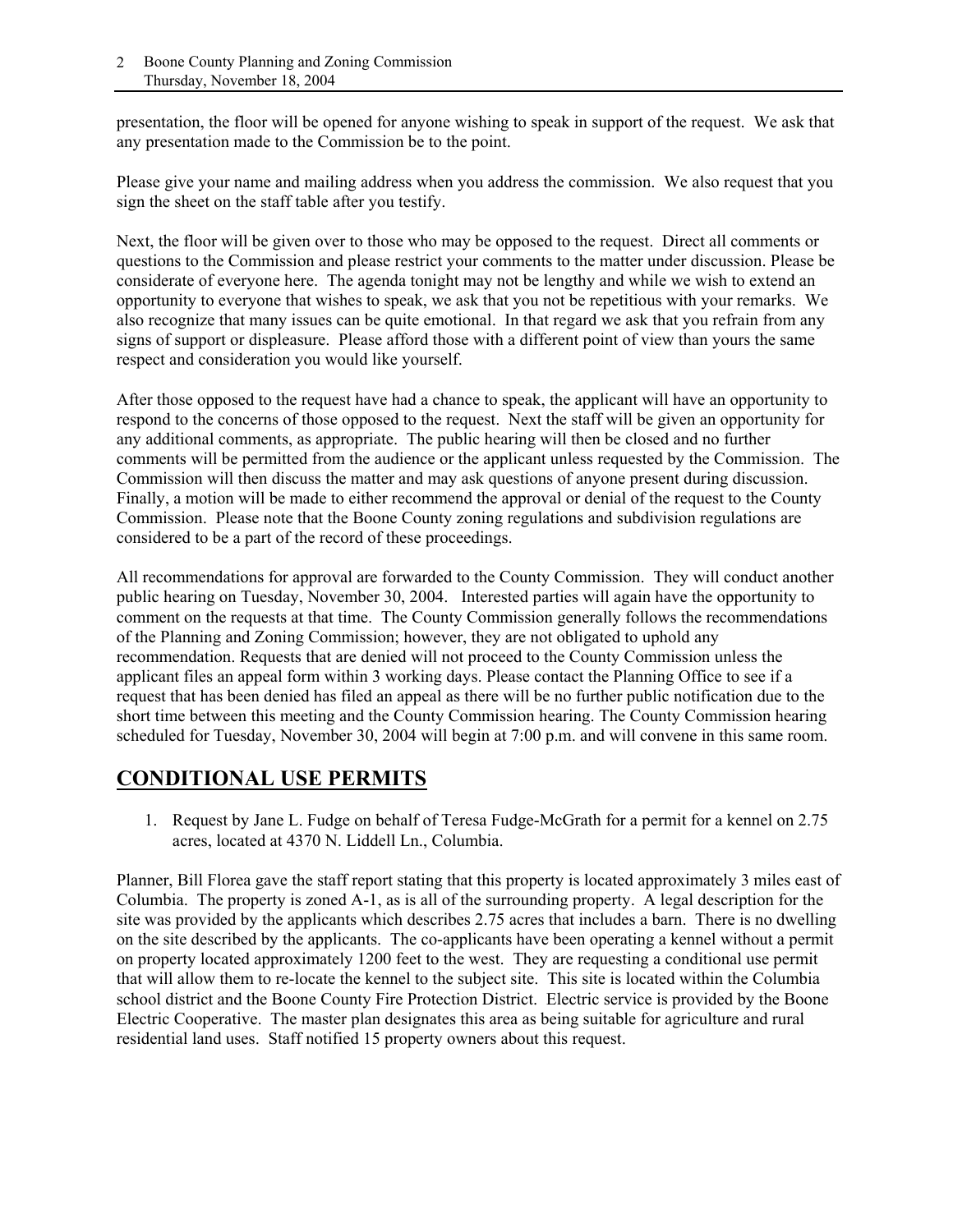presentation, the floor will be opened for anyone wishing to speak in support of the request. We ask that any presentation made to the Commission be to the point.

Please give your name and mailing address when you address the commission. We also request that you sign the sheet on the staff table after you testify.

Next, the floor will be given over to those who may be opposed to the request. Direct all comments or questions to the Commission and please restrict your comments to the matter under discussion. Please be considerate of everyone here. The agenda tonight may not be lengthy and while we wish to extend an opportunity to everyone that wishes to speak, we ask that you not be repetitious with your remarks. We also recognize that many issues can be quite emotional. In that regard we ask that you refrain from any signs of support or displeasure. Please afford those with a different point of view than yours the same respect and consideration you would like yourself.

After those opposed to the request have had a chance to speak, the applicant will have an opportunity to respond to the concerns of those opposed to the request. Next the staff will be given an opportunity for any additional comments, as appropriate. The public hearing will then be closed and no further comments will be permitted from the audience or the applicant unless requested by the Commission. The Commission will then discuss the matter and may ask questions of anyone present during discussion. Finally, a motion will be made to either recommend the approval or denial of the request to the County Commission. Please note that the Boone County zoning regulations and subdivision regulations are considered to be a part of the record of these proceedings.

All recommendations for approval are forwarded to the County Commission. They will conduct another public hearing on Tuesday, November 30, 2004. Interested parties will again have the opportunity to comment on the requests at that time. The County Commission generally follows the recommendations of the Planning and Zoning Commission; however, they are not obligated to uphold any recommendation. Requests that are denied will not proceed to the County Commission unless the applicant files an appeal form within 3 working days. Please contact the Planning Office to see if a request that has been denied has filed an appeal as there will be no further public notification due to the short time between this meeting and the County Commission hearing. The County Commission hearing scheduled for Tuesday, November 30, 2004 will begin at 7:00 p.m. and will convene in this same room.

## CONDITIONAL USE PERMITS

1. Request by Jane L. Fudge on behalf of Teresa Fudge-McGrath for a permit for a kennel on 2.75 acres, located at 4370 N. Liddell Ln., Columbia.

Planner, Bill Florea gave the staff report stating that this property is located approximately 3 miles east of Columbia. The property is zoned A-1, as is all of the surrounding property. A legal description for the site was provided by the applicants which describes 2.75 acres that includes a barn. There is no dwelling on the site described by the applicants. The co-applicants have been operating a kennel without a permit on property located approximately 1200 feet to the west. They are requesting a conditional use permit that will allow them to re-locate the kennel to the subject site. This site is located within the Columbia school district and the Boone County Fire Protection District. Electric service is provided by the Boone Electric Cooperative. The master plan designates this area as being suitable for agriculture and rural residential land uses. Staff notified 15 property owners about this request.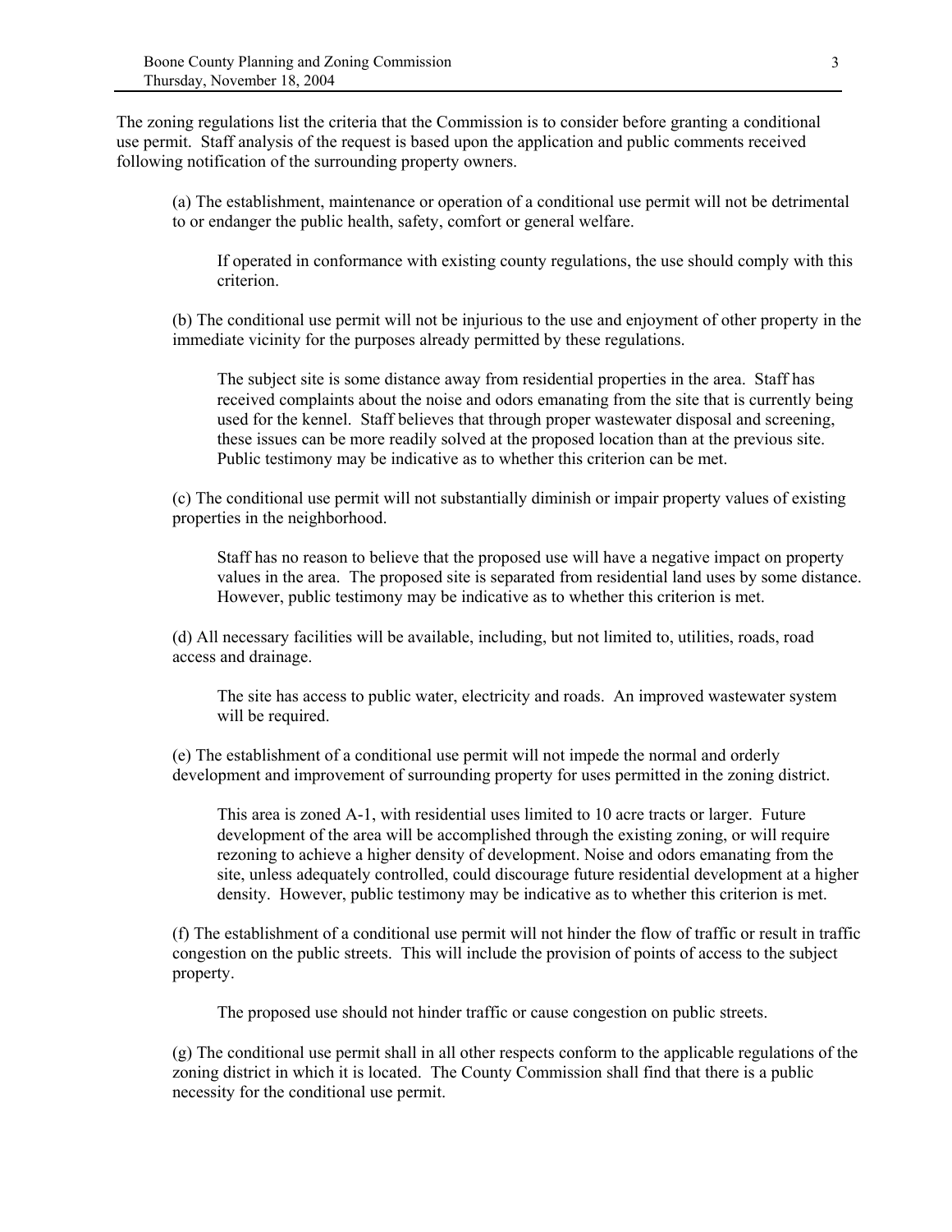The zoning regulations list the criteria that the Commission is to consider before granting a conditional use permit. Staff analysis of the request is based upon the application and public comments received following notification of the surrounding property owners.

(a) The establishment, maintenance or operation of a conditional use permit will not be detrimental to or endanger the public health, safety, comfort or general welfare.

> If operated in conformance with existing county regulations, the use should comply with this criterion.

(b) The conditional use permit will not be injurious to the use and enjoyment of other property in the immediate vicinity for the purposes already permitted by these regulations.

> The subject site is some distance away from residential properties in the area. Staff has received complaints about the noise and odors emanating from the site that is currently being used for the kennel. Staff believes that through proper wastewater disposal and screening, these issues can be more readily solved at the proposed location than at the previous site. Public testimony may be indicative as to whether this criterion can be met.

(c) The conditional use permit will not substantially diminish or impair property values of existing properties in the neighborhood.

> Staff has no reason to believe that the proposed use will have a negative impact on property values in the area. The proposed site is separated from residential land uses by some distance. However, public testimony may be indicative as to whether this criterion is met.

(d) All necessary facilities will be available, including, but not limited to, utilities, roads, road access and drainage.

> The site has access to public water, electricity and roads. An improved wastewater system will be required.

(e) The establishment of a conditional use permit will not impede the normal and orderly development and improvement of surrounding property for uses permitted in the zoning district.

> This area is zoned A-1, with residential uses limited to 10 acre tracts or larger. Future development of the area will be accomplished through the existing zoning, or will require rezoning to achieve a higher density of development. Noise and odors emanating from the site, unless adequately controlled, could discourage future residential development at a higher density. However, public testimony may be indicative as to whether this criterion is met.

(f) The establishment of a conditional use permit will not hinder the flow of traffic or result in traffic congestion on the public streets. This will include the provision of points of access to the subject property.

> The proposed use should not hinder traffic or cause congestion on public streets.

(g) The conditional use permit shall in all other respects conform to the applicable regulations of the zoning district in which it is located. The County Commission shall find that there is a public necessity for the conditional use permit.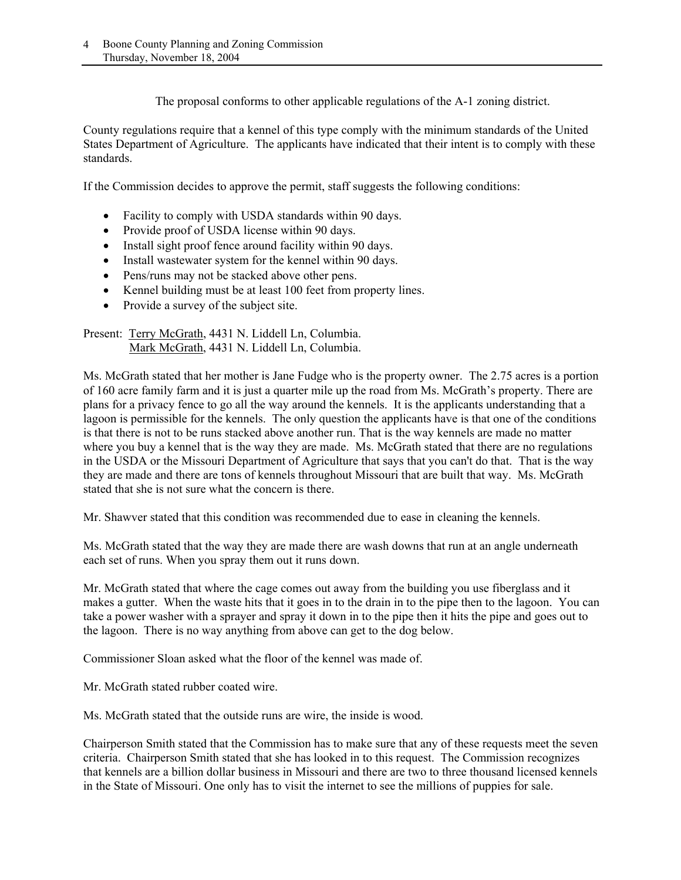The proposal conforms to other applicable regulations of the A-1 zoning district.

County regulations require that a kennel of this type comply with the minimum standards of the United States Department of Agriculture. The applicants have indicated that their intent is to comply with these standards.

If the Commission decides to approve the permit, staff suggests the following conditions:

- Facility to comply with USDA standards within 90 days.
- Provide proof of USDA license within 90 days.
- Install sight proof fence around facility within 90 days.
- Install wastewater system for the kennel within 90 days.
- Pens/runs may not be stacked above other pens.
- Kennel building must be at least 100 feet from property lines.
- Provide a survey of the subject site.

Present: Terry McGrath, 4431 N. Liddell Ln, Columbia.
Mark McGrath, 4431 N. Liddell Ln, Columbia.

Ms. McGrath stated that her mother is Jane Fudge who is the property owner. The 2.75 acres is a portion of 160 acre family farm and it is just a quarter mile up the road from Ms. McGrath's property. There are plans for a privacy fence to go all the way around the kennels. It is the applicants understanding that a lagoon is permissible for the kennels. The only question the applicants have is that one of the conditions is that there is not to be runs stacked above another run. That is the way kennels are made no matter where you buy a kennel that is the way they are made. Ms. McGrath stated that there are no regulations in the USDA or the Missouri Department of Agriculture that says that you can't do that. That is the way they are made and there are tons of kennels throughout Missouri that are built that way. Ms. McGrath stated that she is not sure what the concern is there.

Mr. Shawver stated that this condition was recommended due to ease in cleaning the kennels.

Ms. McGrath stated that the way they are made there are wash downs that run at an angle underneath each set of runs. When you spray them out it runs down.

Mr. McGrath stated that where the cage comes out away from the building you use fiberglass and it makes a gutter. When the waste hits that it goes in to the drain in to the pipe then to the lagoon. You can take a power washer with a sprayer and spray it down in to the pipe then it hits the pipe and goes out to the lagoon. There is no way anything from above can get to the dog below.

Commissioner Sloan asked what the floor of the kennel was made of.

Mr. McGrath stated rubber coated wire.

Ms. McGrath stated that the outside runs are wire, the inside is wood.

Chairperson Smith stated that the Commission has to make sure that any of these requests meet the seven criteria. Chairperson Smith stated that she has looked in to this request. The Commission recognizes that kennels are a billion dollar business in Missouri and there are two to three thousand licensed kennels in the State of Missouri. One only has to visit the internet to see the millions of puppies for sale.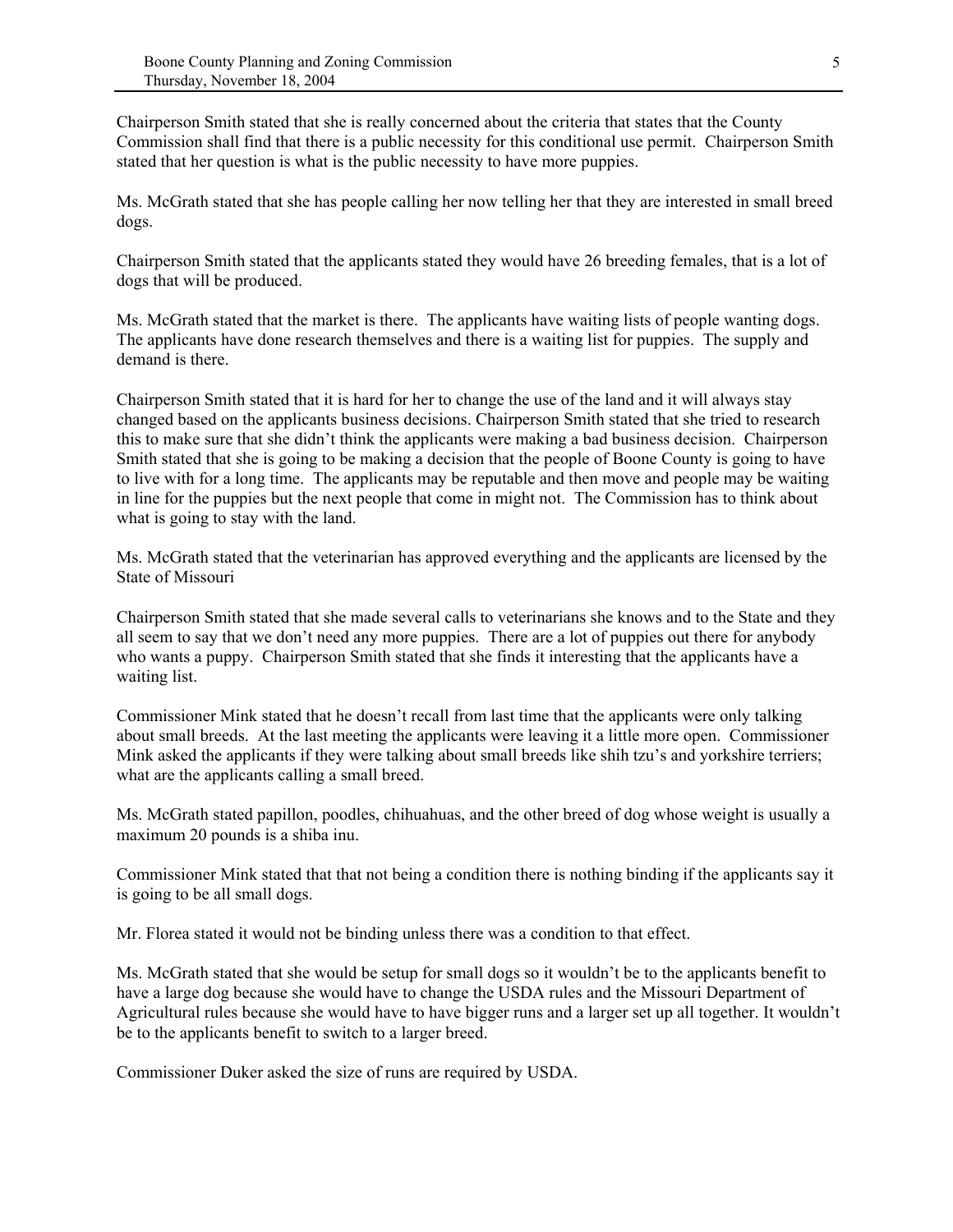Chairperson Smith stated that she is really concerned about the criteria that states that the County Commission shall find that there is a public necessity for this conditional use permit. Chairperson Smith stated that her question is what is the public necessity to have more puppies.

Ms. McGrath stated that she has people calling her now telling her that they are interested in small breed dogs.

Chairperson Smith stated that the applicants stated they would have 26 breeding females, that is a lot of dogs that will be produced.

Ms. McGrath stated that the market is there. The applicants have waiting lists of people wanting dogs. The applicants have done research themselves and there is a waiting list for puppies. The supply and demand is there.

Chairperson Smith stated that it is hard for her to change the use of the land and it will always stay changed based on the applicants business decisions. Chairperson Smith stated that she tried to research this to make sure that she didn't think the applicants were making a bad business decision. Chairperson Smith stated that she is going to be making a decision that the people of Boone County is going to have to live with for a long time. The applicants may be reputable and then move and people may be waiting in line for the puppies but the next people that come in might not. The Commission has to think about what is going to stay with the land.

Ms. McGrath stated that the veterinarian has approved everything and the applicants are licensed by the State of Missouri

Chairperson Smith stated that she made several calls to veterinarians she knows and to the State and they all seem to say that we don't need any more puppies. There are a lot of puppies out there for anybody who wants a puppy. Chairperson Smith stated that she finds it interesting that the applicants have a waiting list.

Commissioner Mink stated that he doesn't recall from last time that the applicants were only talking about small breeds. At the last meeting the applicants were leaving it a little more open. Commissioner Mink asked the applicants if they were talking about small breeds like shih tzu's and yorkshire terriers; what are the applicants calling a small breed.

Ms. McGrath stated papillon, poodles, chihuahuas, and the other breed of dog whose weight is usually a maximum 20 pounds is a shiba inu.

Commissioner Mink stated that that not being a condition there is nothing binding if the applicants say it is going to be all small dogs.

Mr. Florea stated it would not be binding unless there was a condition to that effect.

Ms. McGrath stated that she would be setup for small dogs so it wouldn't be to the applicants benefit to have a large dog because she would have to change the USDA rules and the Missouri Department of Agricultural rules because she would have to have bigger runs and a larger set up all together. It wouldn't be to the applicants benefit to switch to a larger breed.

Commissioner Duker asked the size of runs are required by USDA.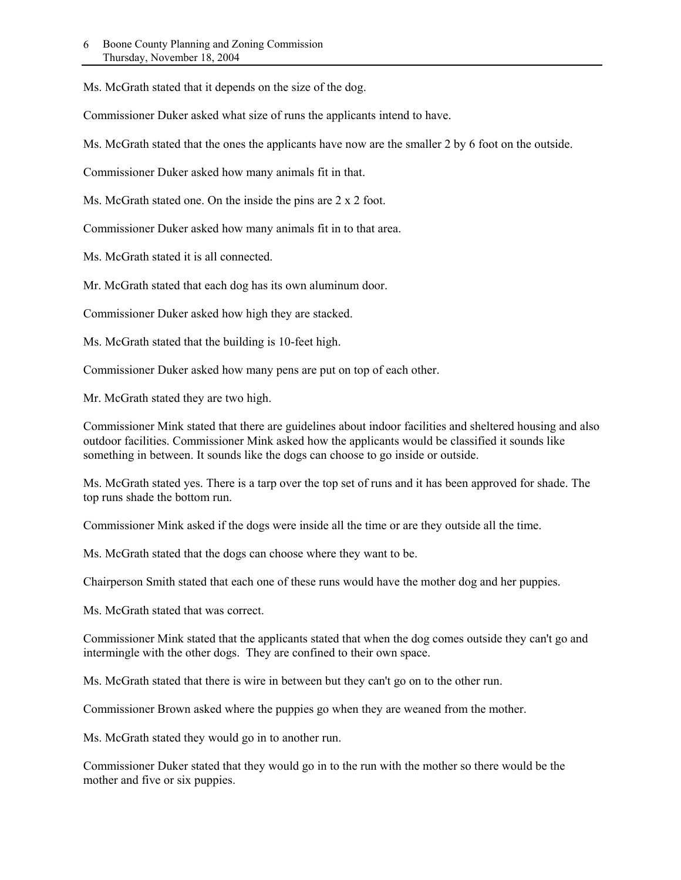Ms. McGrath stated that it depends on the size of the dog.

Commissioner Duker asked what size of runs the applicants intend to have.

Ms. McGrath stated that the ones the applicants have now are the smaller 2 by 6 foot on the outside.

Commissioner Duker asked how many animals fit in that.

Ms. McGrath stated one. On the inside the pins are 2 x 2 foot.

Commissioner Duker asked how many animals fit in to that area.

Ms. McGrath stated it is all connected.

Mr. McGrath stated that each dog has its own aluminum door.

Commissioner Duker asked how high they are stacked.

Ms. McGrath stated that the building is 10-feet high.

Commissioner Duker asked how many pens are put on top of each other.

Mr. McGrath stated they are two high.

Commissioner Mink stated that there are guidelines about indoor facilities and sheltered housing and also outdoor facilities. Commissioner Mink asked how the applicants would be classified it sounds like something in between. It sounds like the dogs can choose to go inside or outside.

Ms. McGrath stated yes. There is a tarp over the top set of runs and it has been approved for shade. The top runs shade the bottom run.

Commissioner Mink asked if the dogs were inside all the time or are they outside all the time.

Ms. McGrath stated that the dogs can choose where they want to be.

Chairperson Smith stated that each one of these runs would have the mother dog and her puppies.

Ms. McGrath stated that was correct.

Commissioner Mink stated that the applicants stated that when the dog comes outside they can't go and intermingle with the other dogs. They are confined to their own space.

Ms. McGrath stated that there is wire in between but they can't go on to the other run.

Commissioner Brown asked where the puppies go when they are weaned from the mother.

Ms. McGrath stated they would go in to another run.

Commissioner Duker stated that they would go in to the run with the mother so there would be the mother and five or six puppies.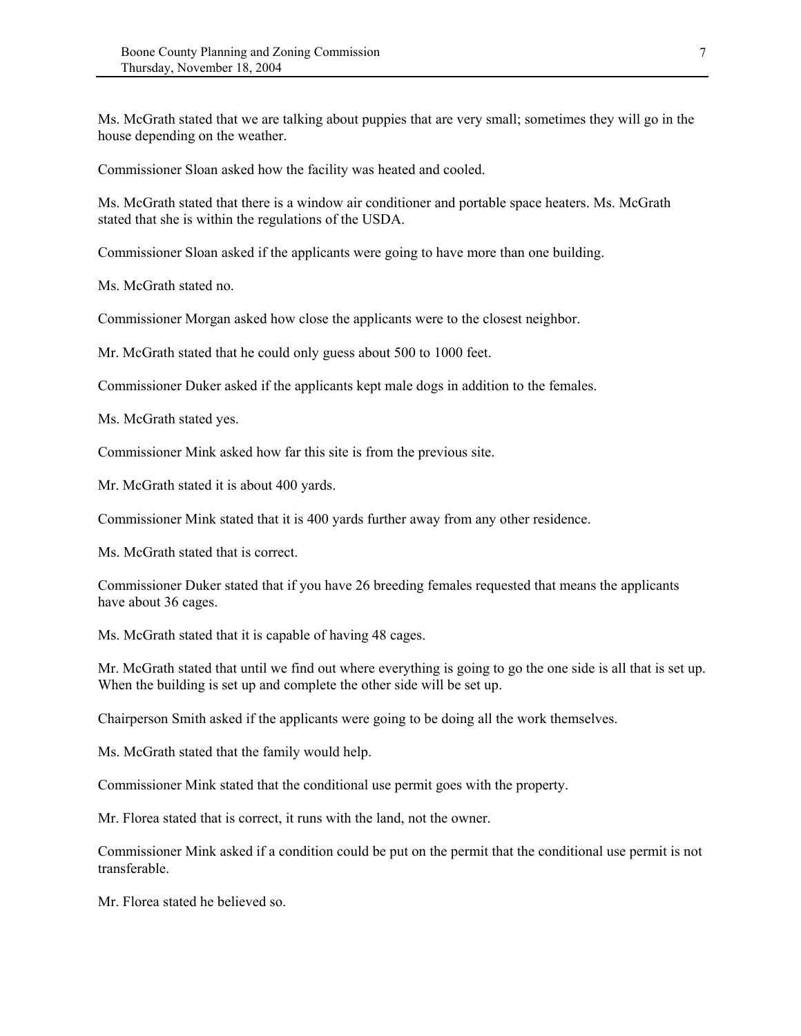Ms. McGrath stated that we are talking about puppies that are very small; sometimes they will go in the house depending on the weather.

Commissioner Sloan asked how the facility was heated and cooled.

Ms. McGrath stated that there is a window air conditioner and portable space heaters. Ms. McGrath stated that she is within the regulations of the USDA.

Commissioner Sloan asked if the applicants were going to have more than one building.

Ms. McGrath stated no.

Commissioner Morgan asked how close the applicants were to the closest neighbor.

Mr. McGrath stated that he could only guess about 500 to 1000 feet.

Commissioner Duker asked if the applicants kept male dogs in addition to the females.

Ms. McGrath stated yes.

Commissioner Mink asked how far this site is from the previous site.

Mr. McGrath stated it is about 400 yards.

Commissioner Mink stated that it is 400 yards further away from any other residence.

Ms. McGrath stated that is correct.

Commissioner Duker stated that if you have 26 breeding females requested that means the applicants have about 36 cages.

Ms. McGrath stated that it is capable of having 48 cages.

Mr. McGrath stated that until we find out where everything is going to go the one side is all that is set up. When the building is set up and complete the other side will be set up.

Chairperson Smith asked if the applicants were going to be doing all the work themselves.

Ms. McGrath stated that the family would help.

Commissioner Mink stated that the conditional use permit goes with the property.

Mr. Florea stated that is correct, it runs with the land, not the owner.

Commissioner Mink asked if a condition could be put on the permit that the conditional use permit is not transferable.

Mr. Florea stated he believed so.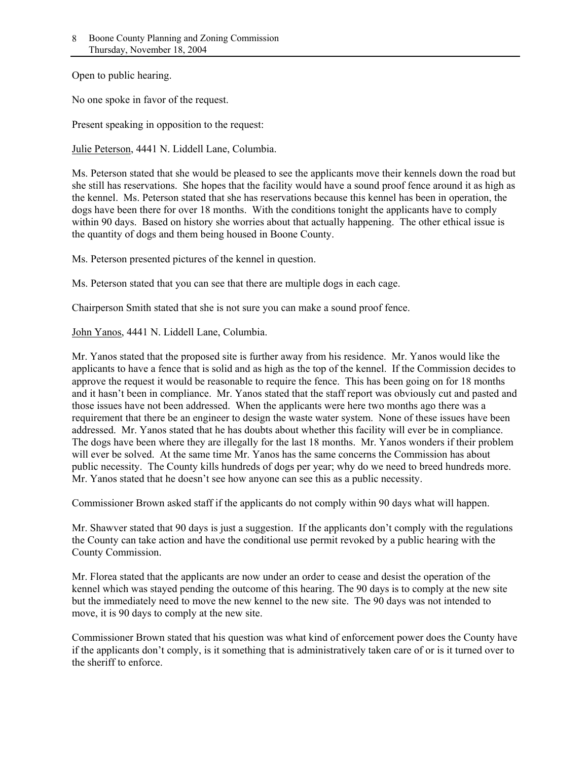Open to public hearing.

No one spoke in favor of the request.

Present speaking in opposition to the request:

Julie Peterson, 4441 N. Liddell Lane, Columbia.

Ms. Peterson stated that she would be pleased to see the applicants move their kennels down the road but she still has reservations. She hopes that the facility would have a sound proof fence around it as high as the kennel. Ms. Peterson stated that she has reservations because this kennel has been in operation, the dogs have been there for over 18 months. With the conditions tonight the applicants have to comply within 90 days. Based on history she worries about that actually happening. The other ethical issue is the quantity of dogs and them being housed in Boone County.

Ms. Peterson presented pictures of the kennel in question.

Ms. Peterson stated that you can see that there are multiple dogs in each cage.

Chairperson Smith stated that she is not sure you can make a sound proof fence.

John Yanos, 4441 N. Liddell Lane, Columbia.

Mr. Yanos stated that the proposed site is further away from his residence. Mr. Yanos would like the applicants to have a fence that is solid and as high as the top of the kennel. If the Commission decides to approve the request it would be reasonable to require the fence. This has been going on for 18 months and it hasn't been in compliance. Mr. Yanos stated that the staff report was obviously cut and pasted and those issues have not been addressed. When the applicants were here two months ago there was a requirement that there be an engineer to design the waste water system. None of these issues have been addressed. Mr. Yanos stated that he has doubts about whether this facility will ever be in compliance. The dogs have been where they are illegally for the last 18 months. Mr. Yanos wonders if their problem will ever be solved. At the same time Mr. Yanos has the same concerns the Commission has about public necessity. The County kills hundreds of dogs per year; why do we need to breed hundreds more. Mr. Yanos stated that he doesn't see how anyone can see this as a public necessity.

Commissioner Brown asked staff if the applicants do not comply within 90 days what will happen.

Mr. Shawver stated that 90 days is just a suggestion. If the applicants don't comply with the regulations the County can take action and have the conditional use permit revoked by a public hearing with the County Commission.

Mr. Florea stated that the applicants are now under an order to cease and desist the operation of the kennel which was stayed pending the outcome of this hearing. The 90 days is to comply at the new site but the immediately need to move the new kennel to the new site. The 90 days was not intended to move, it is 90 days to comply at the new site.

Commissioner Brown stated that his question was what kind of enforcement power does the County have if the applicants don't comply, is it something that is administratively taken care of or is it turned over to the sheriff to enforce.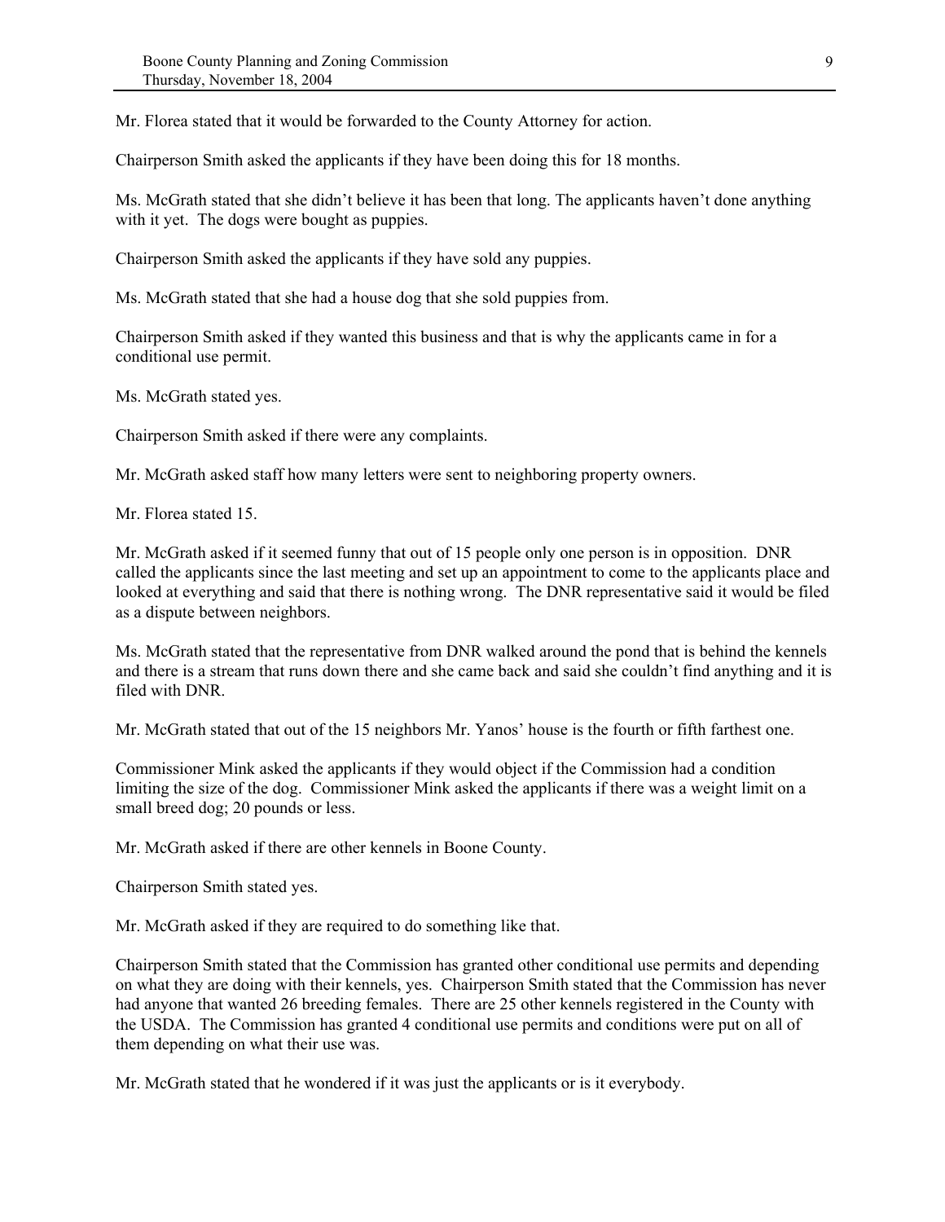Mr. Florea stated that it would be forwarded to the County Attorney for action.

Chairperson Smith asked the applicants if they have been doing this for 18 months.

Ms. McGrath stated that she didn't believe it has been that long. The applicants haven't done anything with it yet. The dogs were bought as puppies.

Chairperson Smith asked the applicants if they have sold any puppies.

Ms. McGrath stated that she had a house dog that she sold puppies from.

Chairperson Smith asked if they wanted this business and that is why the applicants came in for a conditional use permit.

Ms. McGrath stated yes.

Chairperson Smith asked if there were any complaints.

Mr. McGrath asked staff how many letters were sent to neighboring property owners.

Mr. Florea stated 15.

Mr. McGrath asked if it seemed funny that out of 15 people only one person is in opposition. DNR called the applicants since the last meeting and set up an appointment to come to the applicants place and looked at everything and said that there is nothing wrong. The DNR representative said it would be filed as a dispute between neighbors.

Ms. McGrath stated that the representative from DNR walked around the pond that is behind the kennels and there is a stream that runs down there and she came back and said she couldn't find anything and it is filed with DNR.

Mr. McGrath stated that out of the 15 neighbors Mr. Yanos' house is the fourth or fifth farthest one.

Commissioner Mink asked the applicants if they would object if the Commission had a condition limiting the size of the dog. Commissioner Mink asked the applicants if there was a weight limit on a small breed dog; 20 pounds or less.

Mr. McGrath asked if there are other kennels in Boone County.

Chairperson Smith stated yes.

Mr. McGrath asked if they are required to do something like that.

Chairperson Smith stated that the Commission has granted other conditional use permits and depending on what they are doing with their kennels, yes. Chairperson Smith stated that the Commission has never had anyone that wanted 26 breeding females. There are 25 other kennels registered in the County with the USDA. The Commission has granted 4 conditional use permits and conditions were put on all of them depending on what their use was.

Mr. McGrath stated that he wondered if it was just the applicants or is it everybody.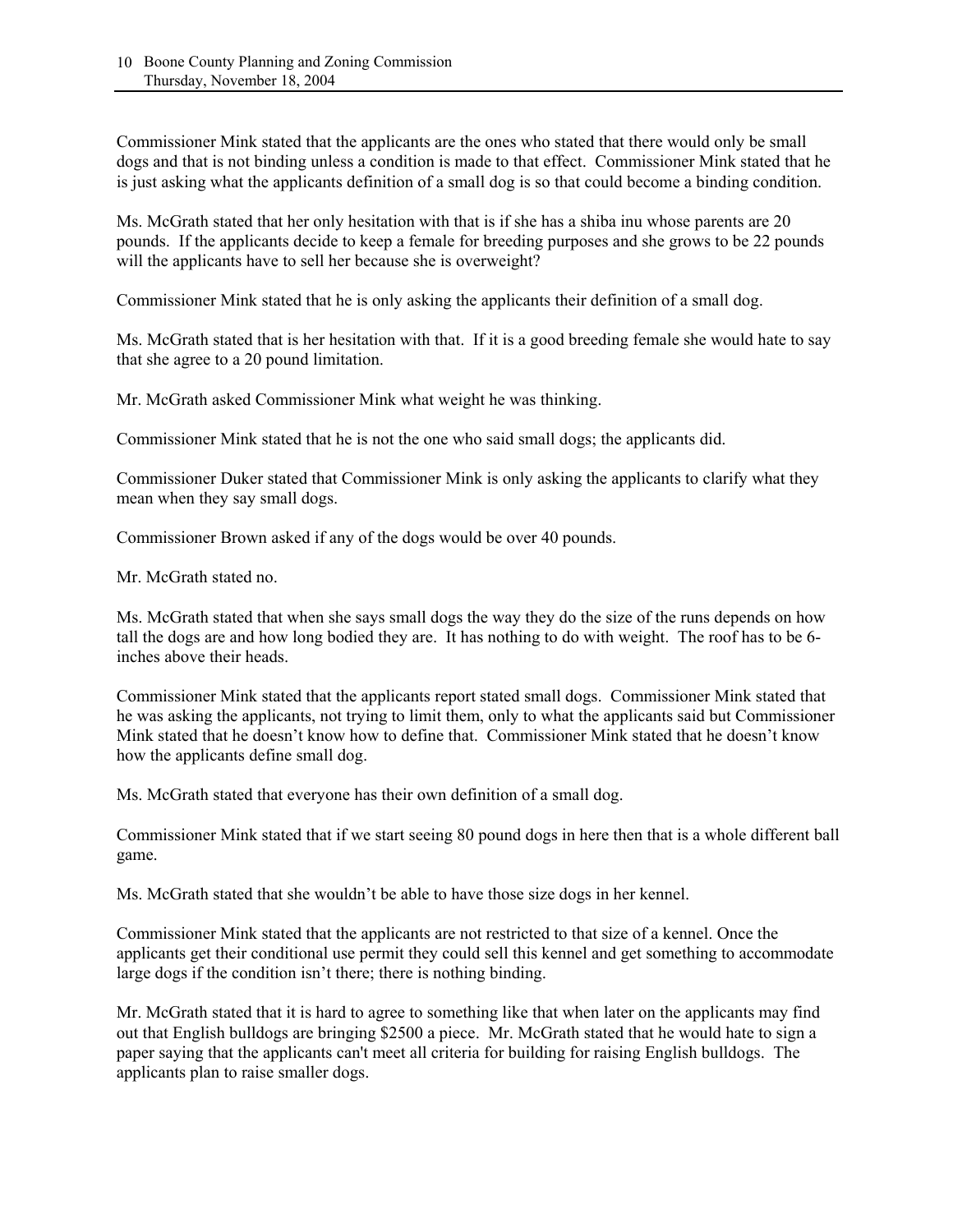Commissioner Mink stated that the applicants are the ones who stated that there would only be small dogs and that is not binding unless a condition is made to that effect. Commissioner Mink stated that he is just asking what the applicants definition of a small dog is so that could become a binding condition.

Ms. McGrath stated that her only hesitation with that is if she has a shiba inu whose parents are 20 pounds. If the applicants decide to keep a female for breeding purposes and she grows to be 22 pounds will the applicants have to sell her because she is overweight?

Commissioner Mink stated that he is only asking the applicants their definition of a small dog.

Ms. McGrath stated that is her hesitation with that. If it is a good breeding female she would hate to say that she agree to a 20 pound limitation.

Mr. McGrath asked Commissioner Mink what weight he was thinking.

Commissioner Mink stated that he is not the one who said small dogs; the applicants did.

Commissioner Duker stated that Commissioner Mink is only asking the applicants to clarify what they mean when they say small dogs.

Commissioner Brown asked if any of the dogs would be over 40 pounds.

Mr. McGrath stated no.

Ms. McGrath stated that when she says small dogs the way they do the size of the runs depends on how tall the dogs are and how long bodied they are. It has nothing to do with weight. The roof has to be 6-inches above their heads.

Commissioner Mink stated that the applicants report stated small dogs. Commissioner Mink stated that he was asking the applicants, not trying to limit them, only to what the applicants said but Commissioner Mink stated that he doesn't know how to define that. Commissioner Mink stated that he doesn't know how the applicants define small dog.

Ms. McGrath stated that everyone has their own definition of a small dog.

Commissioner Mink stated that if we start seeing 80 pound dogs in here then that is a whole different ball game.

Ms. McGrath stated that she wouldn't be able to have those size dogs in her kennel.

Commissioner Mink stated that the applicants are not restricted to that size of a kennel. Once the applicants get their conditional use permit they could sell this kennel and get something to accommodate large dogs if the condition isn't there; there is nothing binding.

Mr. McGrath stated that it is hard to agree to something like that when later on the applicants may find out that English bulldogs are bringing $2500 a piece. Mr. McGrath stated that he would hate to sign a paper saying that the applicants can't meet all criteria for building for raising English bulldogs. The applicants plan to raise smaller dogs.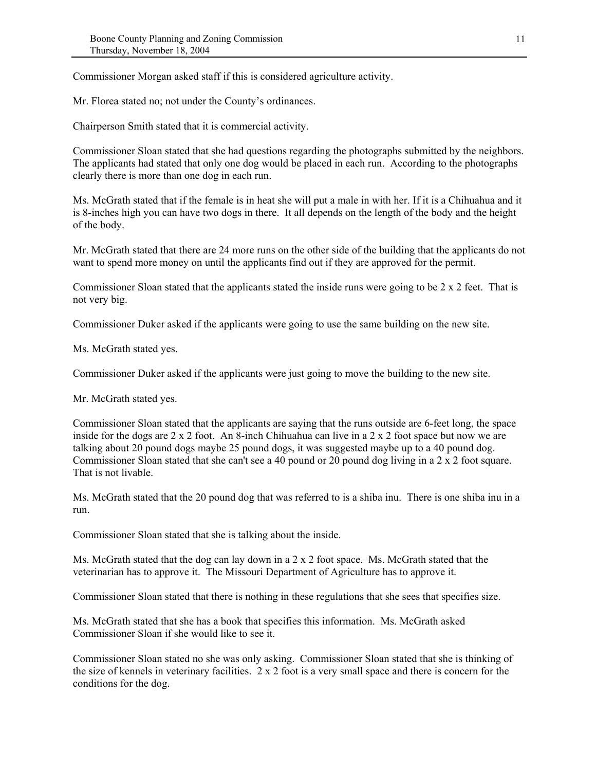Commissioner Morgan asked staff if this is considered agriculture activity.

Mr. Florea stated no; not under the County's ordinances.

Chairperson Smith stated that it is commercial activity.

Commissioner Sloan stated that she had questions regarding the photographs submitted by the neighbors. The applicants had stated that only one dog would be placed in each run. According to the photographs clearly there is more than one dog in each run.

Ms. McGrath stated that if the female is in heat she will put a male in with her. If it is a Chihuahua and it is 8-inches high you can have two dogs in there. It all depends on the length of the body and the height of the body.

Mr. McGrath stated that there are 24 more runs on the other side of the building that the applicants do not want to spend more money on until the applicants find out if they are approved for the permit.

Commissioner Sloan stated that the applicants stated the inside runs were going to be 2 x 2 feet. That is not very big.

Commissioner Duker asked if the applicants were going to use the same building on the new site.

Ms. McGrath stated yes.

Commissioner Duker asked if the applicants were just going to move the building to the new site.

Mr. McGrath stated yes.

Commissioner Sloan stated that the applicants are saying that the runs outside are 6-feet long, the space inside for the dogs are 2 x 2 foot. An 8-inch Chihuahua can live in a 2 x 2 foot space but now we are talking about 20 pound dogs maybe 25 pound dogs, it was suggested maybe up to a 40 pound dog. Commissioner Sloan stated that she can't see a 40 pound or 20 pound dog living in a 2 x 2 foot square. That is not livable.

Ms. McGrath stated that the 20 pound dog that was referred to is a shiba inu. There is one shiba inu in a run.

Commissioner Sloan stated that she is talking about the inside.

Ms. McGrath stated that the dog can lay down in a 2 x 2 foot space. Ms. McGrath stated that the veterinarian has to approve it. The Missouri Department of Agriculture has to approve it.

Commissioner Sloan stated that there is nothing in these regulations that she sees that specifies size.

Ms. McGrath stated that she has a book that specifies this information. Ms. McGrath asked Commissioner Sloan if she would like to see it.

Commissioner Sloan stated no she was only asking. Commissioner Sloan stated that she is thinking of the size of kennels in veterinary facilities. 2 x 2 foot is a very small space and there is concern for the conditions for the dog.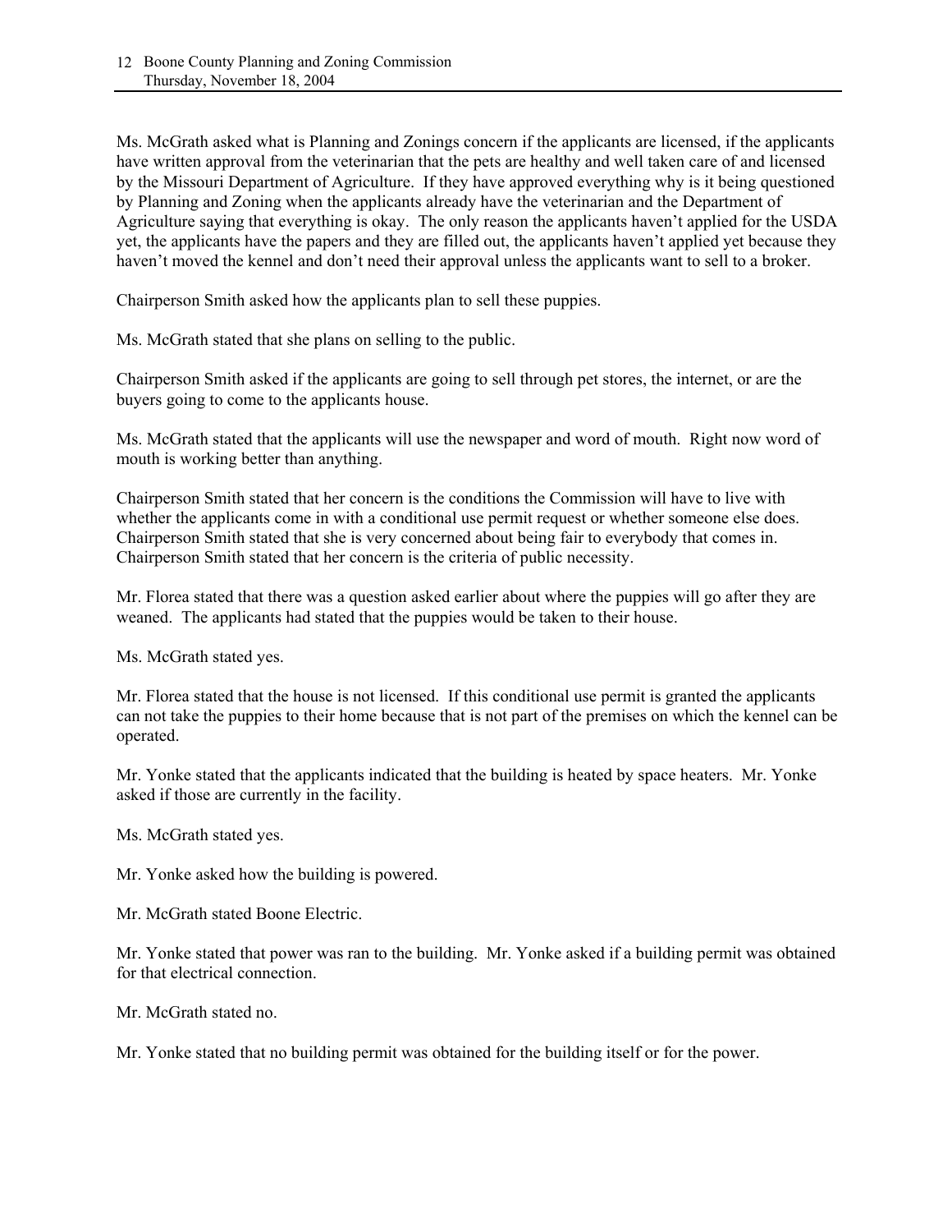Ms. McGrath asked what is Planning and Zonings concern if the applicants are licensed, if the applicants have written approval from the veterinarian that the pets are healthy and well taken care of and licensed by the Missouri Department of Agriculture. If they have approved everything why is it being questioned by Planning and Zoning when the applicants already have the veterinarian and the Department of Agriculture saying that everything is okay. The only reason the applicants haven't applied for the USDA yet, the applicants have the papers and they are filled out, the applicants haven't applied yet because they haven't moved the kennel and don't need their approval unless the applicants want to sell to a broker.

Chairperson Smith asked how the applicants plan to sell these puppies.

Ms. McGrath stated that she plans on selling to the public.

Chairperson Smith asked if the applicants are going to sell through pet stores, the internet, or are the buyers going to come to the applicants house.

Ms. McGrath stated that the applicants will use the newspaper and word of mouth. Right now word of mouth is working better than anything.

Chairperson Smith stated that her concern is the conditions the Commission will have to live with whether the applicants come in with a conditional use permit request or whether someone else does. Chairperson Smith stated that she is very concerned about being fair to everybody that comes in. Chairperson Smith stated that her concern is the criteria of public necessity.

Mr. Florea stated that there was a question asked earlier about where the puppies will go after they are weaned. The applicants had stated that the puppies would be taken to their house.

Ms. McGrath stated yes.

Mr. Florea stated that the house is not licensed. If this conditional use permit is granted the applicants can not take the puppies to their home because that is not part of the premises on which the kennel can be operated.

Mr. Yonke stated that the applicants indicated that the building is heated by space heaters. Mr. Yonke asked if those are currently in the facility.

Ms. McGrath stated yes.

Mr. Yonke asked how the building is powered.

Mr. McGrath stated Boone Electric.

Mr. Yonke stated that power was ran to the building. Mr. Yonke asked if a building permit was obtained for that electrical connection.

Mr. McGrath stated no.

Mr. Yonke stated that no building permit was obtained for the building itself or for the power.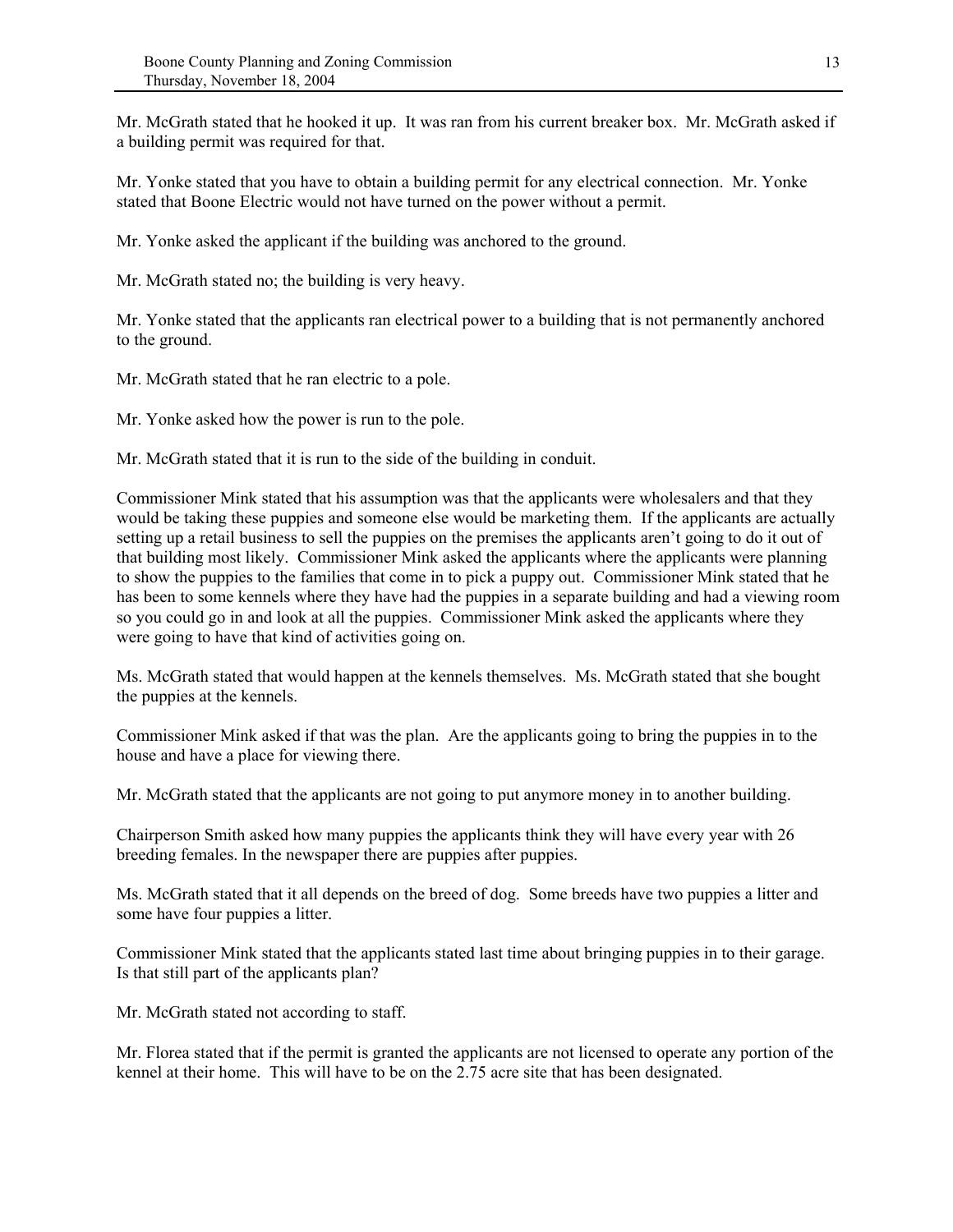Mr. McGrath stated that he hooked it up. It was ran from his current breaker box. Mr. McGrath asked if a building permit was required for that.

Mr. Yonke stated that you have to obtain a building permit for any electrical connection. Mr. Yonke stated that Boone Electric would not have turned on the power without a permit.

Mr. Yonke asked the applicant if the building was anchored to the ground.

Mr. McGrath stated no; the building is very heavy.

Mr. Yonke stated that the applicants ran electrical power to a building that is not permanently anchored to the ground.

Mr. McGrath stated that he ran electric to a pole.

Mr. Yonke asked how the power is run to the pole.

Mr. McGrath stated that it is run to the side of the building in conduit.

Commissioner Mink stated that his assumption was that the applicants were wholesalers and that they would be taking these puppies and someone else would be marketing them. If the applicants are actually setting up a retail business to sell the puppies on the premises the applicants aren't going to do it out of that building most likely. Commissioner Mink asked the applicants where the applicants were planning to show the puppies to the families that come in to pick a puppy out. Commissioner Mink stated that he has been to some kennels where they have had the puppies in a separate building and had a viewing room so you could go in and look at all the puppies. Commissioner Mink asked the applicants where they were going to have that kind of activities going on.

Ms. McGrath stated that would happen at the kennels themselves. Ms. McGrath stated that she bought the puppies at the kennels.

Commissioner Mink asked if that was the plan. Are the applicants going to bring the puppies in to the house and have a place for viewing there.

Mr. McGrath stated that the applicants are not going to put anymore money in to another building.

Chairperson Smith asked how many puppies the applicants think they will have every year with 26 breeding females. In the newspaper there are puppies after puppies.

Ms. McGrath stated that it all depends on the breed of dog. Some breeds have two puppies a litter and some have four puppies a litter.

Commissioner Mink stated that the applicants stated last time about bringing puppies in to their garage. Is that still part of the applicants plan?

Mr. McGrath stated not according to staff.

Mr. Florea stated that if the permit is granted the applicants are not licensed to operate any portion of the kennel at their home. This will have to be on the 2.75 acre site that has been designated.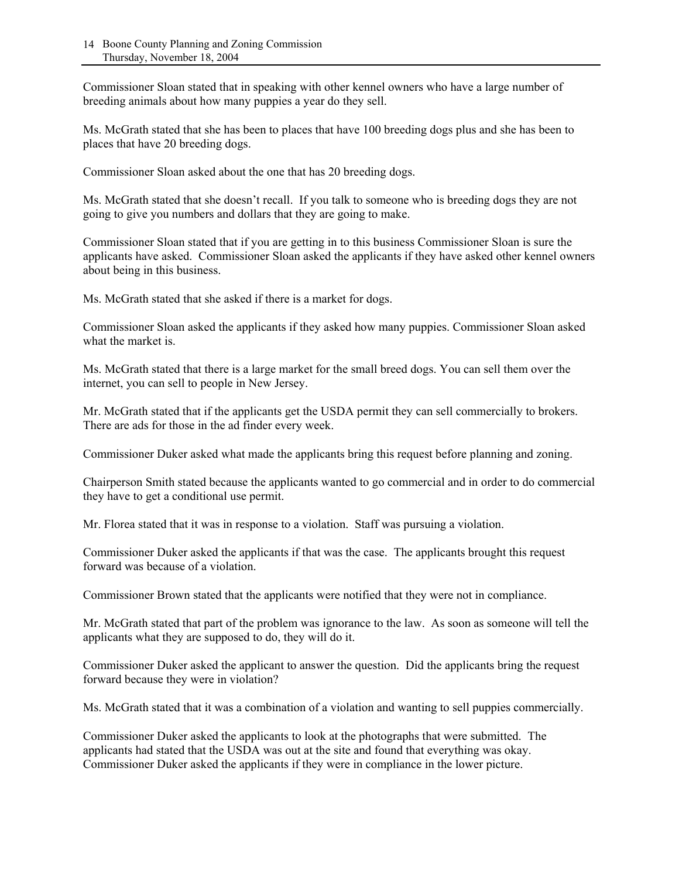Commissioner Sloan stated that in speaking with other kennel owners who have a large number of breeding animals about how many puppies a year do they sell.

Ms. McGrath stated that she has been to places that have 100 breeding dogs plus and she has been to places that have 20 breeding dogs.

Commissioner Sloan asked about the one that has 20 breeding dogs.

Ms. McGrath stated that she doesn't recall. If you talk to someone who is breeding dogs they are not going to give you numbers and dollars that they are going to make.

Commissioner Sloan stated that if you are getting in to this business Commissioner Sloan is sure the applicants have asked. Commissioner Sloan asked the applicants if they have asked other kennel owners about being in this business.

Ms. McGrath stated that she asked if there is a market for dogs.

Commissioner Sloan asked the applicants if they asked how many puppies. Commissioner Sloan asked what the market is.

Ms. McGrath stated that there is a large market for the small breed dogs. You can sell them over the internet, you can sell to people in New Jersey.

Mr. McGrath stated that if the applicants get the USDA permit they can sell commercially to brokers. There are ads for those in the ad finder every week.

Commissioner Duker asked what made the applicants bring this request before planning and zoning.

Chairperson Smith stated because the applicants wanted to go commercial and in order to do commercial they have to get a conditional use permit.

Mr. Florea stated that it was in response to a violation. Staff was pursuing a violation.

Commissioner Duker asked the applicants if that was the case. The applicants brought this request forward was because of a violation.

Commissioner Brown stated that the applicants were notified that they were not in compliance.

Mr. McGrath stated that part of the problem was ignorance to the law. As soon as someone will tell the applicants what they are supposed to do, they will do it.

Commissioner Duker asked the applicant to answer the question. Did the applicants bring the request forward because they were in violation?

Ms. McGrath stated that it was a combination of a violation and wanting to sell puppies commercially.

Commissioner Duker asked the applicants to look at the photographs that were submitted. The applicants had stated that the USDA was out at the site and found that everything was okay. Commissioner Duker asked the applicants if they were in compliance in the lower picture.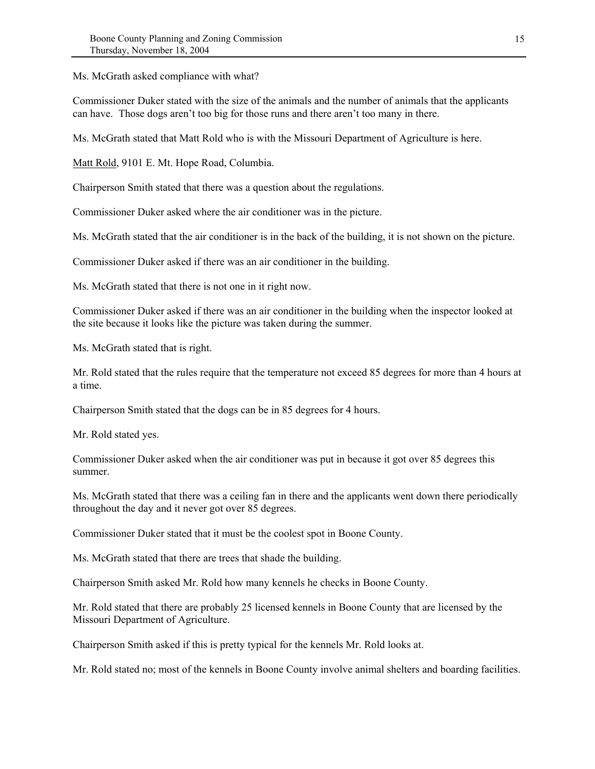Ms. McGrath asked compliance with what?

Commissioner Duker stated with the size of the animals and the number of animals that the applicants can have. Those dogs aren't too big for those runs and there aren't too many in there.

Ms. McGrath stated that Matt Rold who is with the Missouri Department of Agriculture is here.

Matt Rold, 9101 E. Mt. Hope Road, Columbia.

Chairperson Smith stated that there was a question about the regulations.

Commissioner Duker asked where the air conditioner was in the picture.

Ms. McGrath stated that the air conditioner is in the back of the building, it is not shown on the picture.

Commissioner Duker asked if there was an air conditioner in the building.

Ms. McGrath stated that there is not one in it right now.

Commissioner Duker asked if there was an air conditioner in the building when the inspector looked at the site because it looks like the picture was taken during the summer.

Ms. McGrath stated that is right.

Mr. Rold stated that the rules require that the temperature not exceed 85 degrees for more than 4 hours at a time.

Chairperson Smith stated that the dogs can be in 85 degrees for 4 hours.

Mr. Rold stated yes.

Commissioner Duker asked when the air conditioner was put in because it got over 85 degrees this summer.

Ms. McGrath stated that there was a ceiling fan in there and the applicants went down there periodically throughout the day and it never got over 85 degrees.

Commissioner Duker stated that it must be the coolest spot in Boone County.

Ms. McGrath stated that there are trees that shade the building.

Chairperson Smith asked Mr. Rold how many kennels he checks in Boone County.

Mr. Rold stated that there are probably 25 licensed kennels in Boone County that are licensed by the Missouri Department of Agriculture.

Chairperson Smith asked if this is pretty typical for the kennels Mr. Rold looks at.

Mr. Rold stated no; most of the kennels in Boone County involve animal shelters and boarding facilities.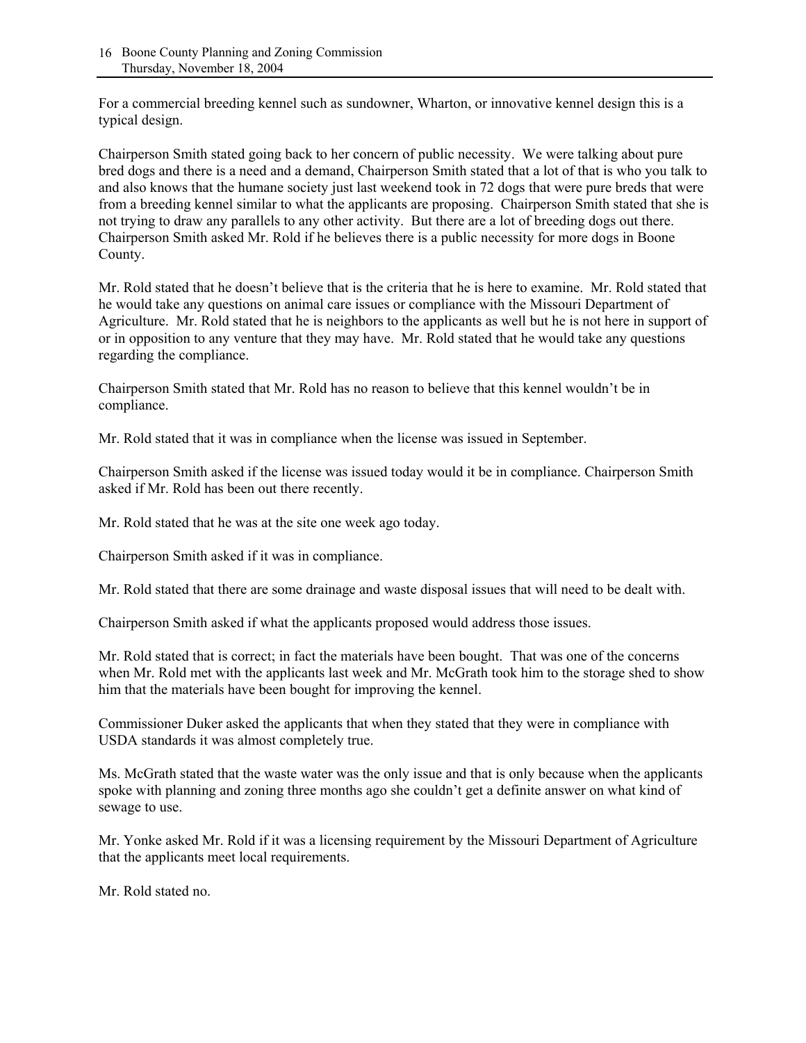For a commercial breeding kennel such as sundowner, Wharton, or innovative kennel design this is a typical design.

Chairperson Smith stated going back to her concern of public necessity. We were talking about pure bred dogs and there is a need and a demand, Chairperson Smith stated that a lot of that is who you talk to and also knows that the humane society just last weekend took in 72 dogs that were pure breds that were from a breeding kennel similar to what the applicants are proposing. Chairperson Smith stated that she is not trying to draw any parallels to any other activity. But there are a lot of breeding dogs out there. Chairperson Smith asked Mr. Rold if he believes there is a public necessity for more dogs in Boone County.

Mr. Rold stated that he doesn't believe that is the criteria that he is here to examine. Mr. Rold stated that he would take any questions on animal care issues or compliance with the Missouri Department of Agriculture. Mr. Rold stated that he is neighbors to the applicants as well but he is not here in support of or in opposition to any venture that they may have. Mr. Rold stated that he would take any questions regarding the compliance.

Chairperson Smith stated that Mr. Rold has no reason to believe that this kennel wouldn't be in compliance.

Mr. Rold stated that it was in compliance when the license was issued in September.

Chairperson Smith asked if the license was issued today would it be in compliance. Chairperson Smith asked if Mr. Rold has been out there recently.

Mr. Rold stated that he was at the site one week ago today.

Chairperson Smith asked if it was in compliance.

Mr. Rold stated that there are some drainage and waste disposal issues that will need to be dealt with.

Chairperson Smith asked if what the applicants proposed would address those issues.

Mr. Rold stated that is correct; in fact the materials have been bought. That was one of the concerns when Mr. Rold met with the applicants last week and Mr. McGrath took him to the storage shed to show him that the materials have been bought for improving the kennel.

Commissioner Duker asked the applicants that when they stated that they were in compliance with USDA standards it was almost completely true.

Ms. McGrath stated that the waste water was the only issue and that is only because when the applicants spoke with planning and zoning three months ago she couldn't get a definite answer on what kind of sewage to use.

Mr. Yonke asked Mr. Rold if it was a licensing requirement by the Missouri Department of Agriculture that the applicants meet local requirements.

Mr. Rold stated no.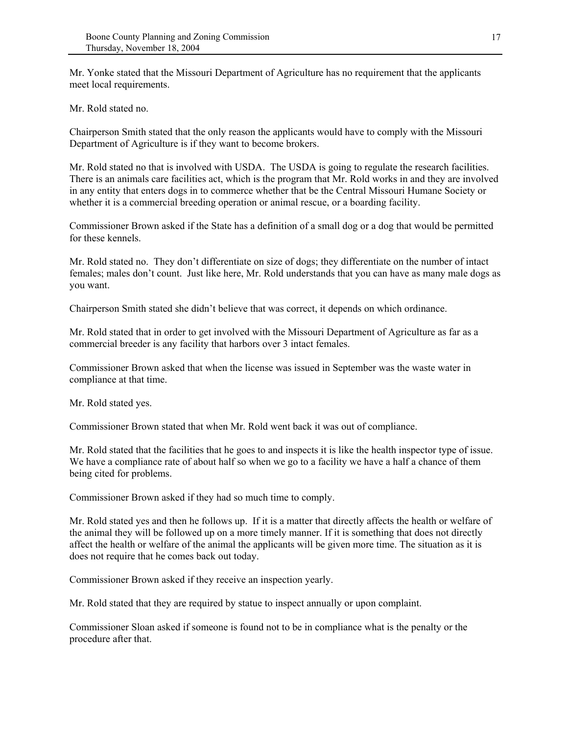Mr. Yonke stated that the Missouri Department of Agriculture has no requirement that the applicants meet local requirements.

Mr. Rold stated no.

Chairperson Smith stated that the only reason the applicants would have to comply with the Missouri Department of Agriculture is if they want to become brokers.

Mr. Rold stated no that is involved with USDA. The USDA is going to regulate the research facilities. There is an animals care facilities act, which is the program that Mr. Rold works in and they are involved in any entity that enters dogs in to commerce whether that be the Central Missouri Humane Society or whether it is a commercial breeding operation or animal rescue, or a boarding facility.

Commissioner Brown asked if the State has a definition of a small dog or a dog that would be permitted for these kennels.

Mr. Rold stated no. They don't differentiate on size of dogs; they differentiate on the number of intact females; males don't count. Just like here, Mr. Rold understands that you can have as many male dogs as you want.

Chairperson Smith stated she didn't believe that was correct, it depends on which ordinance.

Mr. Rold stated that in order to get involved with the Missouri Department of Agriculture as far as a commercial breeder is any facility that harbors over 3 intact females.

Commissioner Brown asked that when the license was issued in September was the waste water in compliance at that time.

Mr. Rold stated yes.

Commissioner Brown stated that when Mr. Rold went back it was out of compliance.

Mr. Rold stated that the facilities that he goes to and inspects it is like the health inspector type of issue. We have a compliance rate of about half so when we go to a facility we have a half a chance of them being cited for problems.

Commissioner Brown asked if they had so much time to comply.

Mr. Rold stated yes and then he follows up. If it is a matter that directly affects the health or welfare of the animal they will be followed up on a more timely manner. If it is something that does not directly affect the health or welfare of the animal the applicants will be given more time. The situation as it is does not require that he comes back out today.

Commissioner Brown asked if they receive an inspection yearly.

Mr. Rold stated that they are required by statue to inspect annually or upon complaint.

Commissioner Sloan asked if someone is found not to be in compliance what is the penalty or the procedure after that.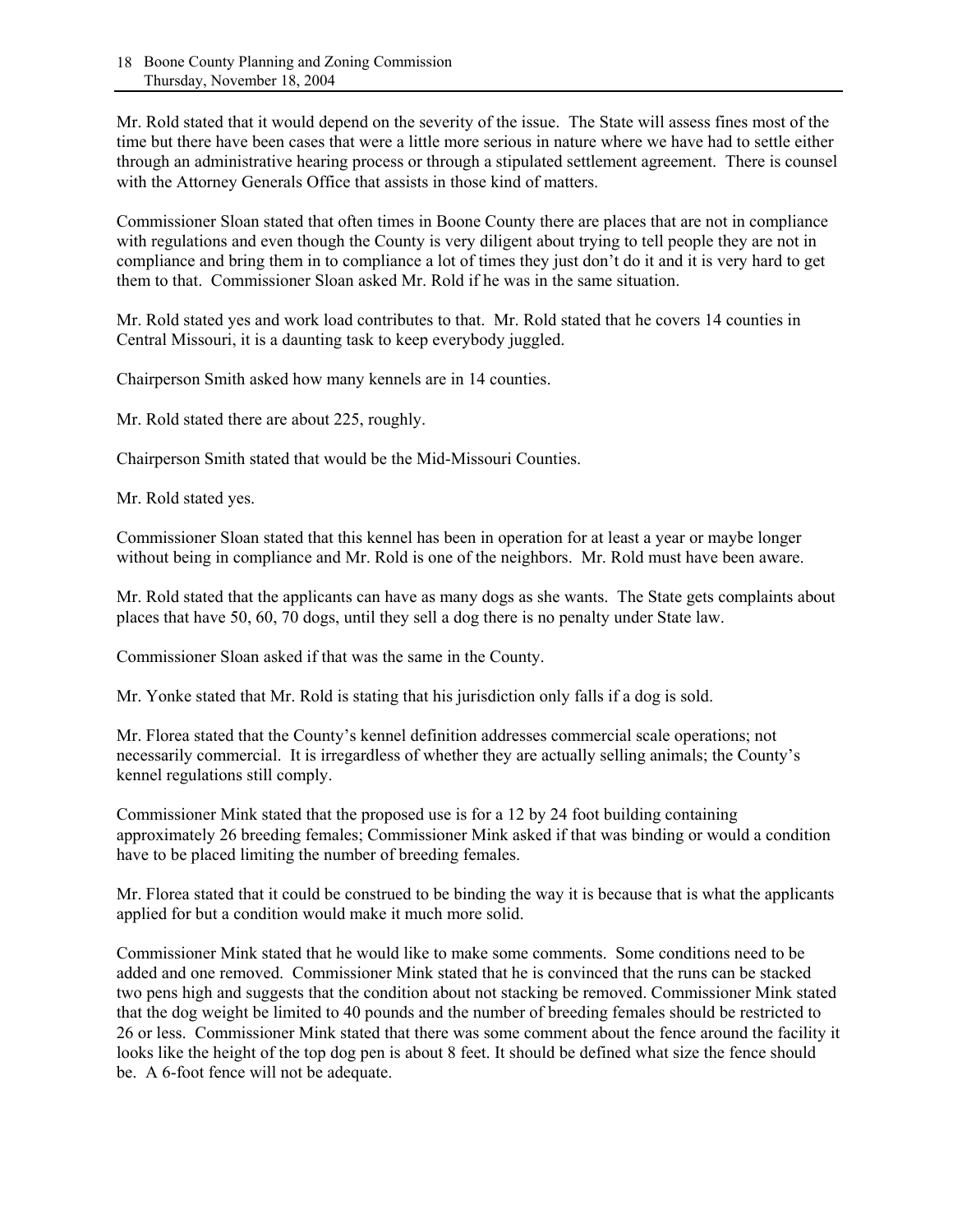Mr. Rold stated that it would depend on the severity of the issue. The State will assess fines most of the time but there have been cases that were a little more serious in nature where we have had to settle either through an administrative hearing process or through a stipulated settlement agreement. There is counsel with the Attorney Generals Office that assists in those kind of matters.

Commissioner Sloan stated that often times in Boone County there are places that are not in compliance with regulations and even though the County is very diligent about trying to tell people they are not in compliance and bring them in to compliance a lot of times they just don't do it and it is very hard to get them to that. Commissioner Sloan asked Mr. Rold if he was in the same situation.

Mr. Rold stated yes and work load contributes to that. Mr. Rold stated that he covers 14 counties in Central Missouri, it is a daunting task to keep everybody juggled.

Chairperson Smith asked how many kennels are in 14 counties.

Mr. Rold stated there are about 225, roughly.

Chairperson Smith stated that would be the Mid-Missouri Counties.

Mr. Rold stated yes.

Commissioner Sloan stated that this kennel has been in operation for at least a year or maybe longer without being in compliance and Mr. Rold is one of the neighbors. Mr. Rold must have been aware.

Mr. Rold stated that the applicants can have as many dogs as she wants. The State gets complaints about places that have 50, 60, 70 dogs, until they sell a dog there is no penalty under State law.

Commissioner Sloan asked if that was the same in the County.

Mr. Yonke stated that Mr. Rold is stating that his jurisdiction only falls if a dog is sold.

Mr. Florea stated that the County's kennel definition addresses commercial scale operations; not necessarily commercial. It is irregardless of whether they are actually selling animals; the County's kennel regulations still comply.

Commissioner Mink stated that the proposed use is for a 12 by 24 foot building containing approximately 26 breeding females; Commissioner Mink asked if that was binding or would a condition have to be placed limiting the number of breeding females.

Mr. Florea stated that it could be construed to be binding the way it is because that is what the applicants applied for but a condition would make it much more solid.

Commissioner Mink stated that he would like to make some comments. Some conditions need to be added and one removed. Commissioner Mink stated that he is convinced that the runs can be stacked two pens high and suggests that the condition about not stacking be removed. Commissioner Mink stated that the dog weight be limited to 40 pounds and the number of breeding females should be restricted to 26 or less. Commissioner Mink stated that there was some comment about the fence around the facility it looks like the height of the top dog pen is about 8 feet. It should be defined what size the fence should be. A 6-foot fence will not be adequate.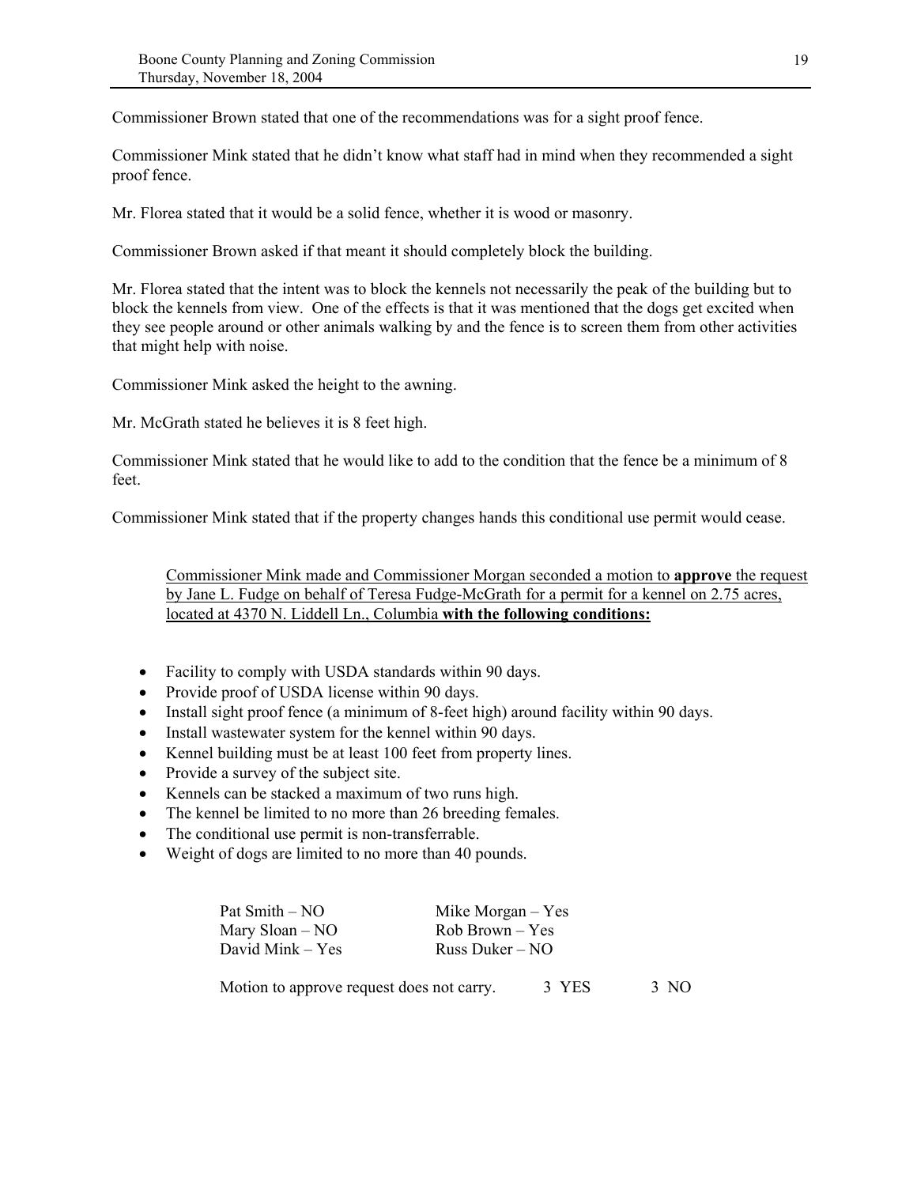Commissioner Brown stated that one of the recommendations was for a sight proof fence.

Commissioner Mink stated that he didn't know what staff had in mind when they recommended a sight proof fence.

Mr. Florea stated that it would be a solid fence, whether it is wood or masonry.

Commissioner Brown asked if that meant it should completely block the building.

Mr. Florea stated that the intent was to block the kennels not necessarily the peak of the building but to block the kennels from view. One of the effects is that it was mentioned that the dogs get excited when they see people around or other animals walking by and the fence is to screen them from other activities that might help with noise.

Commissioner Mink asked the height to the awning.

Mr. McGrath stated he believes it is 8 feet high.

Commissioner Mink stated that he would like to add to the condition that the fence be a minimum of 8 feet.

Commissioner Mink stated that if the property changes hands this conditional use permit would cease.

> Commissioner Mink made and Commissioner Morgan seconded a motion to **approve** the request by Jane L. Fudge on behalf of Teresa Fudge-McGrath for a permit for a kennel on 2.75 acres, located at 4370 N. Liddell Ln., Columbia **with the following conditions:**

- Facility to comply with USDA standards within 90 days.
- Provide proof of USDA license within 90 days.
- Install sight proof fence (a minimum of 8-feet high) around facility within 90 days.
- Install wastewater system for the kennel within 90 days.
- Kennel building must be at least 100 feet from property lines.
- Provide a survey of the subject site.
- Kennels can be stacked a maximum of two runs high.
- The kennel be limited to no more than 26 breeding females.
- The conditional use permit is non-transferrable.
- Weight of dogs are limited to no more than 40 pounds.

| | |
|---|---|
| Pat Smith – NO | Mike Morgan – Yes |
| Mary Sloan – NO | Rob Brown – Yes |
| David Mink – Yes | Russ Duker – NO |

Motion to approve request does not carry. 3 YES 3 NO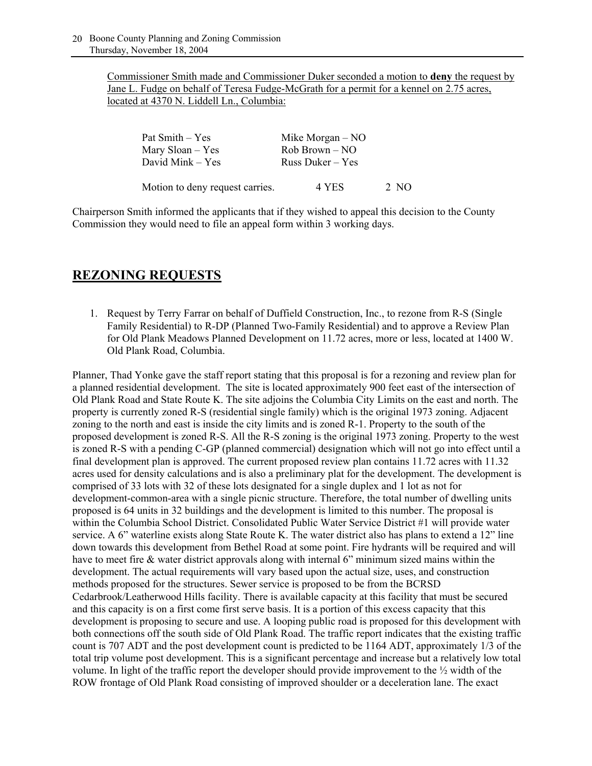Commissioner Smith made and Commissioner Duker seconded a motion to **deny** the request by Jane L. Fudge on behalf of Teresa Fudge-McGrath for a permit for a kennel on 2.75 acres, located at 4370 N. Liddell Ln., Columbia:

| | |
|---|---|
| Pat Smith – Yes | Mike Morgan – NO |
| Mary Sloan – Yes | Rob Brown – NO |
| David Mink – Yes | Russ Duker – Yes |

Motion to deny request carries. 4 YES 2 NO

Chairperson Smith informed the applicants that if they wished to appeal this decision to the County Commission they would need to file an appeal form within 3 working days.

## REZONING REQUESTS

1. Request by Terry Farrar on behalf of Duffield Construction, Inc., to rezone from R-S (Single Family Residential) to R-DP (Planned Two-Family Residential) and to approve a Review Plan for Old Plank Meadows Planned Development on 11.72 acres, more or less, located at 1400 W. Old Plank Road, Columbia.

Planner, Thad Yonke gave the staff report stating that this proposal is for a rezoning and review plan for a planned residential development. The site is located approximately 900 feet east of the intersection of Old Plank Road and State Route K. The site adjoins the Columbia City Limits on the east and north. The property is currently zoned R-S (residential single family) which is the original 1973 zoning. Adjacent zoning to the north and east is inside the city limits and is zoned R-1. Property to the south of the proposed development is zoned R-S. All the R-S zoning is the original 1973 zoning. Property to the west is zoned R-S with a pending C-GP (planned commercial) designation which will not go into effect until a final development plan is approved. The current proposed review plan contains 11.72 acres with 11.32 acres used for density calculations and is also a preliminary plat for the development. The development is comprised of 33 lots with 32 of these lots designated for a single duplex and 1 lot as not for development-common-area with a single picnic structure. Therefore, the total number of dwelling units proposed is 64 units in 32 buildings and the development is limited to this number. The proposal is within the Columbia School District. Consolidated Public Water Service District #1 will provide water service. A 6" waterline exists along State Route K. The water district also has plans to extend a 12" line down towards this development from Bethel Road at some point. Fire hydrants will be required and will have to meet fire & water district approvals along with internal 6" minimum sized mains within the development. The actual requirements will vary based upon the actual size, uses, and construction methods proposed for the structures. Sewer service is proposed to be from the BCRSD Cedarbrook/Leatherwood Hills facility. There is available capacity at this facility that must be secured and this capacity is on a first come first serve basis. It is a portion of this excess capacity that this development is proposing to secure and use. A looping public road is proposed for this development with both connections off the south side of Old Plank Road. The traffic report indicates that the existing traffic count is 707 ADT and the post development count is predicted to be 1164 ADT, approximately 1/3 of the total trip volume post development. This is a significant percentage and increase but a relatively low total volume. In light of the traffic report the developer should provide improvement to the ½ width of the ROW frontage of Old Plank Road consisting of improved shoulder or a deceleration lane. The exact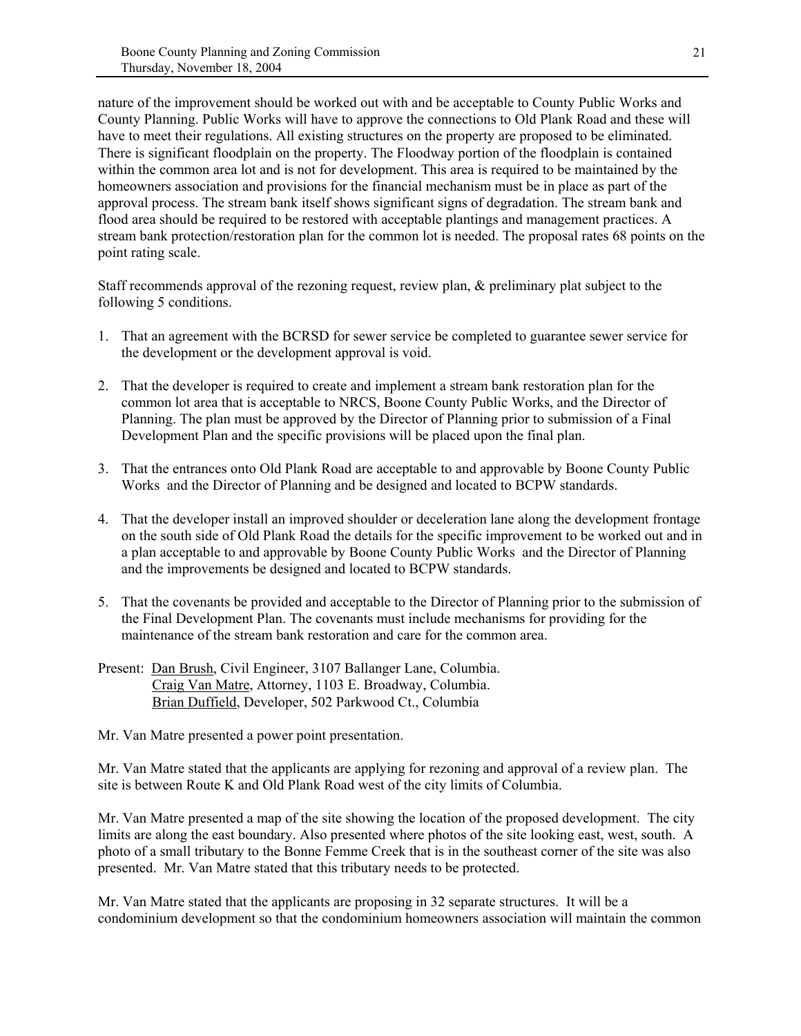nature of the improvement should be worked out with and be acceptable to County Public Works and County Planning. Public Works will have to approve the connections to Old Plank Road and these will have to meet their regulations. All existing structures on the property are proposed to be eliminated. There is significant floodplain on the property. The Floodway portion of the floodplain is contained within the common area lot and is not for development. This area is required to be maintained by the homeowners association and provisions for the financial mechanism must be in place as part of the approval process. The stream bank itself shows significant signs of degradation. The stream bank and flood area should be required to be restored with acceptable plantings and management practices. A stream bank protection/restoration plan for the common lot is needed. The proposal rates 68 points on the point rating scale.

Staff recommends approval of the rezoning request, review plan, & preliminary plat subject to the following 5 conditions.

1. That an agreement with the BCRSD for sewer service be completed to guarantee sewer service for the development or the development approval is void.

2. That the developer is required to create and implement a stream bank restoration plan for the common lot area that is acceptable to NRCS, Boone County Public Works, and the Director of Planning. The plan must be approved by the Director of Planning prior to submission of a Final Development Plan and the specific provisions will be placed upon the final plan.

3. That the entrances onto Old Plank Road are acceptable to and approvable by Boone County Public Works and the Director of Planning and be designed and located to BCPW standards.

4. That the developer install an improved shoulder or deceleration lane along the development frontage on the south side of Old Plank Road the details for the specific improvement to be worked out and in a plan acceptable to and approvable by Boone County Public Works and the Director of Planning and the improvements be designed and located to BCPW standards.

5. That the covenants be provided and acceptable to the Director of Planning prior to the submission of the Final Development Plan. The covenants must include mechanisms for providing for the maintenance of the stream bank restoration and care for the common area.

Present: Dan Brush, Civil Engineer, 3107 Ballanger Lane, Columbia.
Craig Van Matre, Attorney, 1103 E. Broadway, Columbia.
Brian Duffield, Developer, 502 Parkwood Ct., Columbia

Mr. Van Matre presented a power point presentation.

Mr. Van Matre stated that the applicants are applying for rezoning and approval of a review plan. The site is between Route K and Old Plank Road west of the city limits of Columbia.

Mr. Van Matre presented a map of the site showing the location of the proposed development. The city limits are along the east boundary. Also presented where photos of the site looking east, west, south. A photo of a small tributary to the Bonne Femme Creek that is in the southeast corner of the site was also presented. Mr. Van Matre stated that this tributary needs to be protected.

Mr. Van Matre stated that the applicants are proposing in 32 separate structures. It will be a condominium development so that the condominium homeowners association will maintain the common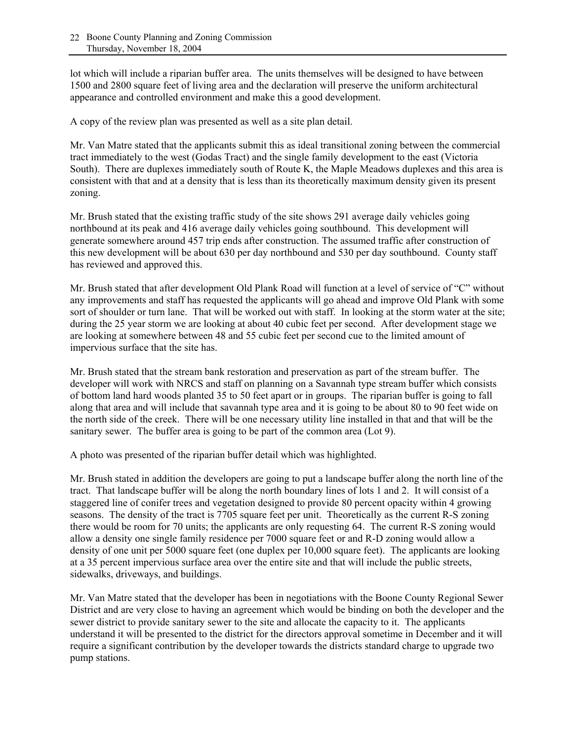lot which will include a riparian buffer area. The units themselves will be designed to have between 1500 and 2800 square feet of living area and the declaration will preserve the uniform architectural appearance and controlled environment and make this a good development.

A copy of the review plan was presented as well as a site plan detail.

Mr. Van Matre stated that the applicants submit this as ideal transitional zoning between the commercial tract immediately to the west (Godas Tract) and the single family development to the east (Victoria South). There are duplexes immediately south of Route K, the Maple Meadows duplexes and this area is consistent with that and at a density that is less than its theoretically maximum density given its present zoning.

Mr. Brush stated that the existing traffic study of the site shows 291 average daily vehicles going northbound at its peak and 416 average daily vehicles going southbound. This development will generate somewhere around 457 trip ends after construction. The assumed traffic after construction of this new development will be about 630 per day northbound and 530 per day southbound. County staff has reviewed and approved this.

Mr. Brush stated that after development Old Plank Road will function at a level of service of "C" without any improvements and staff has requested the applicants will go ahead and improve Old Plank with some sort of shoulder or turn lane. That will be worked out with staff. In looking at the storm water at the site; during the 25 year storm we are looking at about 40 cubic feet per second. After development stage we are looking at somewhere between 48 and 55 cubic feet per second cue to the limited amount of impervious surface that the site has.

Mr. Brush stated that the stream bank restoration and preservation as part of the stream buffer. The developer will work with NRCS and staff on planning on a Savannah type stream buffer which consists of bottom land hard woods planted 35 to 50 feet apart or in groups. The riparian buffer is going to fall along that area and will include that savannah type area and it is going to be about 80 to 90 feet wide on the north side of the creek. There will be one necessary utility line installed in that and that will be the sanitary sewer. The buffer area is going to be part of the common area (Lot 9).

A photo was presented of the riparian buffer detail which was highlighted.

Mr. Brush stated in addition the developers are going to put a landscape buffer along the north line of the tract. That landscape buffer will be along the north boundary lines of lots 1 and 2. It will consist of a staggered line of conifer trees and vegetation designed to provide 80 percent opacity within 4 growing seasons. The density of the tract is 7705 square feet per unit. Theoretically as the current R-S zoning there would be room for 70 units; the applicants are only requesting 64. The current R-S zoning would allow a density one single family residence per 7000 square feet or and R-D zoning would allow a density of one unit per 5000 square feet (one duplex per 10,000 square feet). The applicants are looking at a 35 percent impervious surface area over the entire site and that will include the public streets, sidewalks, driveways, and buildings.

Mr. Van Matre stated that the developer has been in negotiations with the Boone County Regional Sewer District and are very close to having an agreement which would be binding on both the developer and the sewer district to provide sanitary sewer to the site and allocate the capacity to it. The applicants understand it will be presented to the district for the directors approval sometime in December and it will require a significant contribution by the developer towards the districts standard charge to upgrade two pump stations.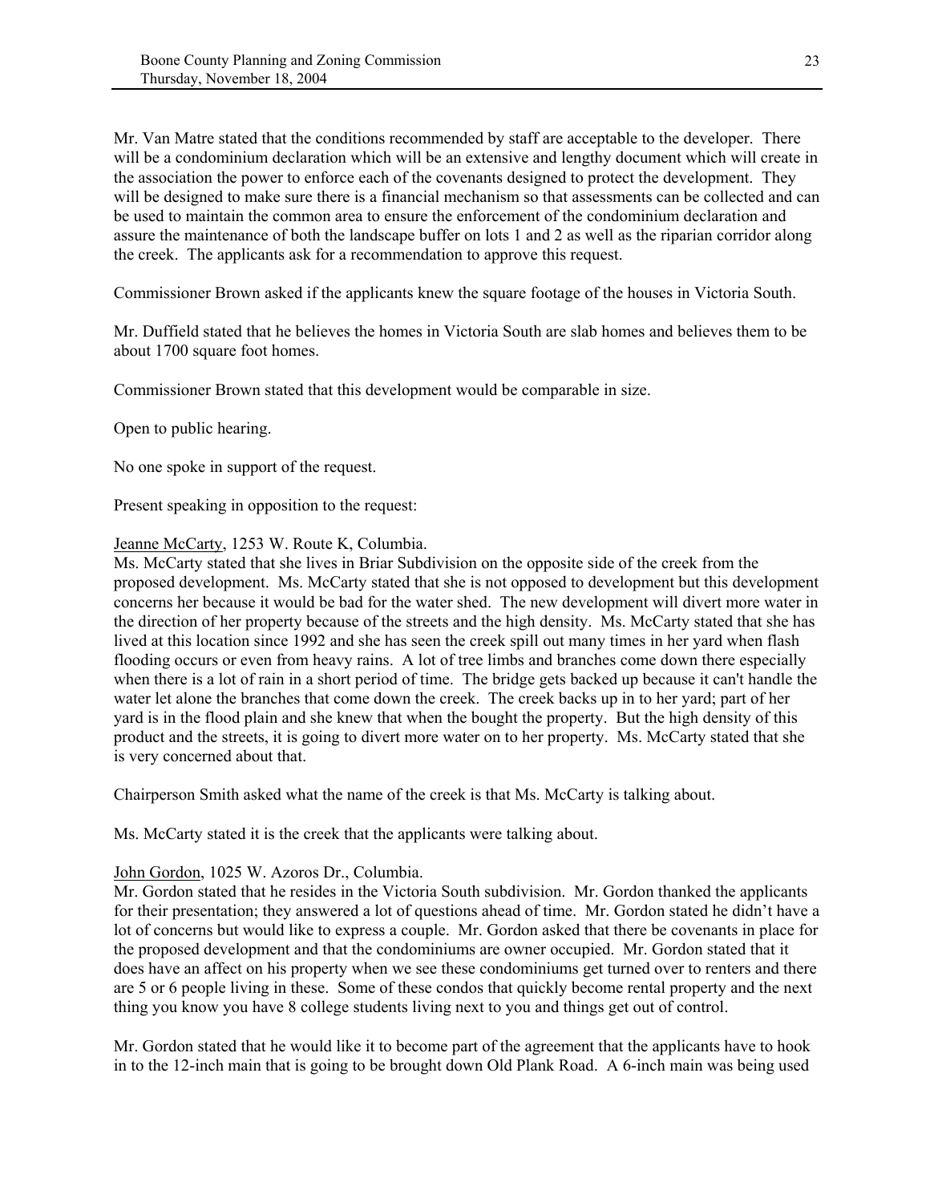Mr. Van Matre stated that the conditions recommended by staff are acceptable to the developer. There will be a condominium declaration which will be an extensive and lengthy document which will create in the association the power to enforce each of the covenants designed to protect the development. They will be designed to make sure there is a financial mechanism so that assessments can be collected and can be used to maintain the common area to ensure the enforcement of the condominium declaration and assure the maintenance of both the landscape buffer on lots 1 and 2 as well as the riparian corridor along the creek. The applicants ask for a recommendation to approve this request.

Commissioner Brown asked if the applicants knew the square footage of the houses in Victoria South.

Mr. Duffield stated that he believes the homes in Victoria South are slab homes and believes them to be about 1700 square foot homes.

Commissioner Brown stated that this development would be comparable in size.

Open to public hearing.

No one spoke in support of the request.

Present speaking in opposition to the request:

Jeanne McCarty, 1253 W. Route K, Columbia.
Ms. McCarty stated that she lives in Briar Subdivision on the opposite side of the creek from the proposed development. Ms. McCarty stated that she is not opposed to development but this development concerns her because it would be bad for the water shed. The new development will divert more water in the direction of her property because of the streets and the high density. Ms. McCarty stated that she has lived at this location since 1992 and she has seen the creek spill out many times in her yard when flash flooding occurs or even from heavy rains. A lot of tree limbs and branches come down there especially when there is a lot of rain in a short period of time. The bridge gets backed up because it can't handle the water let alone the branches that come down the creek. The creek backs up in to her yard; part of her yard is in the flood plain and she knew that when the bought the property. But the high density of this product and the streets, it is going to divert more water on to her property. Ms. McCarty stated that she is very concerned about that.

Chairperson Smith asked what the name of the creek is that Ms. McCarty is talking about.

Ms. McCarty stated it is the creek that the applicants were talking about.

John Gordon, 1025 W. Azoros Dr., Columbia.
Mr. Gordon stated that he resides in the Victoria South subdivision. Mr. Gordon thanked the applicants for their presentation; they answered a lot of questions ahead of time. Mr. Gordon stated he didn't have a lot of concerns but would like to express a couple. Mr. Gordon asked that there be covenants in place for the proposed development and that the condominiums are owner occupied. Mr. Gordon stated that it does have an affect on his property when we see these condominiums get turned over to renters and there are 5 or 6 people living in these. Some of these condos that quickly become rental property and the next thing you know you have 8 college students living next to you and things get out of control.

Mr. Gordon stated that he would like it to become part of the agreement that the applicants have to hook in to the 12-inch main that is going to be brought down Old Plank Road. A 6-inch main was being used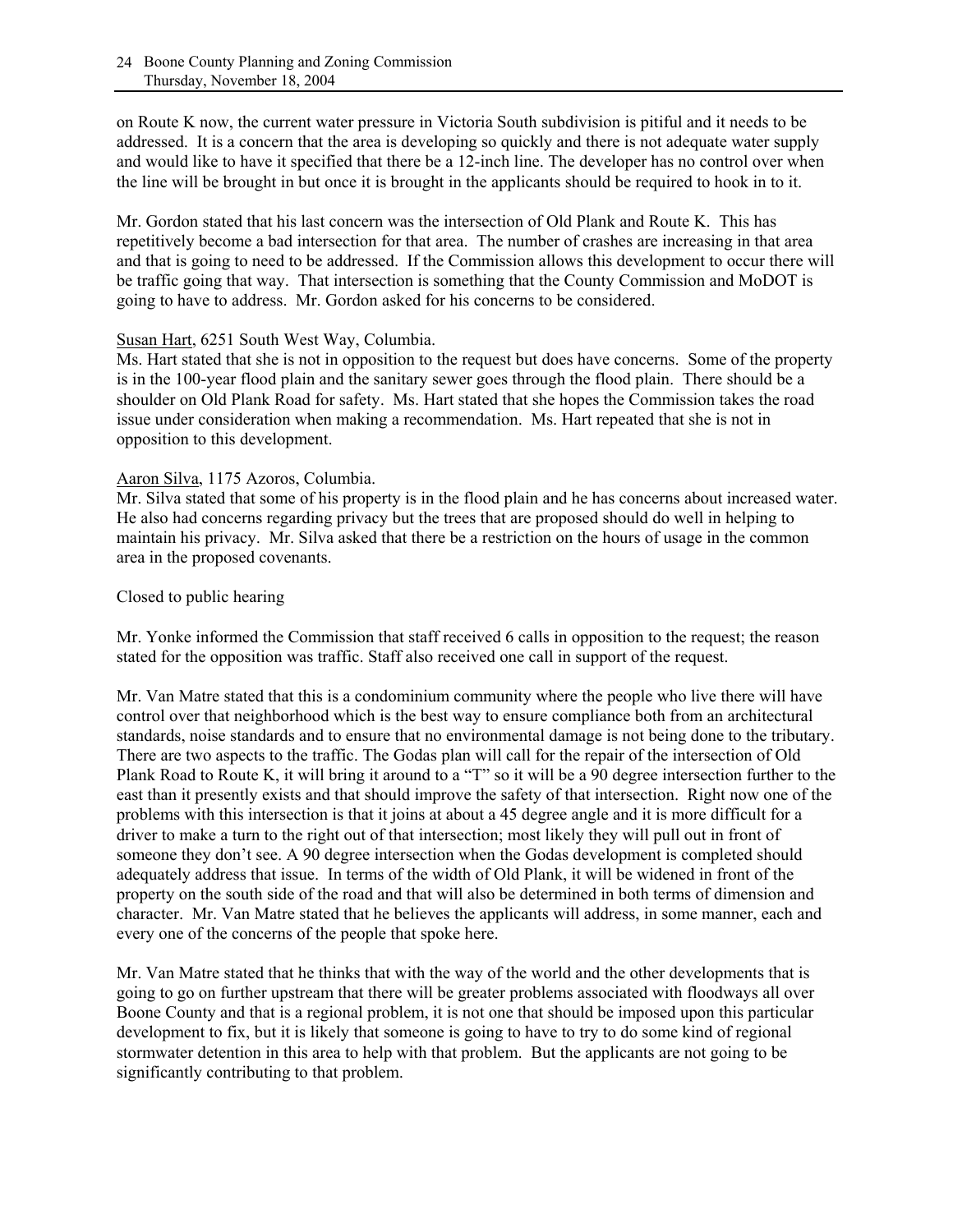on Route K now, the current water pressure in Victoria South subdivision is pitiful and it needs to be addressed. It is a concern that the area is developing so quickly and there is not adequate water supply and would like to have it specified that there be a 12-inch line. The developer has no control over when the line will be brought in but once it is brought in the applicants should be required to hook in to it.

Mr. Gordon stated that his last concern was the intersection of Old Plank and Route K. This has repetitively become a bad intersection for that area. The number of crashes are increasing in that area and that is going to need to be addressed. If the Commission allows this development to occur there will be traffic going that way. That intersection is something that the County Commission and MoDOT is going to have to address. Mr. Gordon asked for his concerns to be considered.

Susan Hart, 6251 South West Way, Columbia.
Ms. Hart stated that she is not in opposition to the request but does have concerns. Some of the property is in the 100-year flood plain and the sanitary sewer goes through the flood plain. There should be a shoulder on Old Plank Road for safety. Ms. Hart stated that she hopes the Commission takes the road issue under consideration when making a recommendation. Ms. Hart repeated that she is not in opposition to this development.

Aaron Silva, 1175 Azoros, Columbia.
Mr. Silva stated that some of his property is in the flood plain and he has concerns about increased water. He also had concerns regarding privacy but the trees that are proposed should do well in helping to maintain his privacy. Mr. Silva asked that there be a restriction on the hours of usage in the common area in the proposed covenants.

Closed to public hearing

Mr. Yonke informed the Commission that staff received 6 calls in opposition to the request; the reason stated for the opposition was traffic. Staff also received one call in support of the request.

Mr. Van Matre stated that this is a condominium community where the people who live there will have control over that neighborhood which is the best way to ensure compliance both from an architectural standards, noise standards and to ensure that no environmental damage is not being done to the tributary. There are two aspects to the traffic. The Godas plan will call for the repair of the intersection of Old Plank Road to Route K, it will bring it around to a "T" so it will be a 90 degree intersection further to the east than it presently exists and that should improve the safety of that intersection. Right now one of the problems with this intersection is that it joins at about a 45 degree angle and it is more difficult for a driver to make a turn to the right out of that intersection; most likely they will pull out in front of someone they don't see. A 90 degree intersection when the Godas development is completed should adequately address that issue. In terms of the width of Old Plank, it will be widened in front of the property on the south side of the road and that will also be determined in both terms of dimension and character. Mr. Van Matre stated that he believes the applicants will address, in some manner, each and every one of the concerns of the people that spoke here.

Mr. Van Matre stated that he thinks that with the way of the world and the other developments that is going to go on further upstream that there will be greater problems associated with floodways all over Boone County and that is a regional problem, it is not one that should be imposed upon this particular development to fix, but it is likely that someone is going to have to try to do some kind of regional stormwater detention in this area to help with that problem. But the applicants are not going to be significantly contributing to that problem.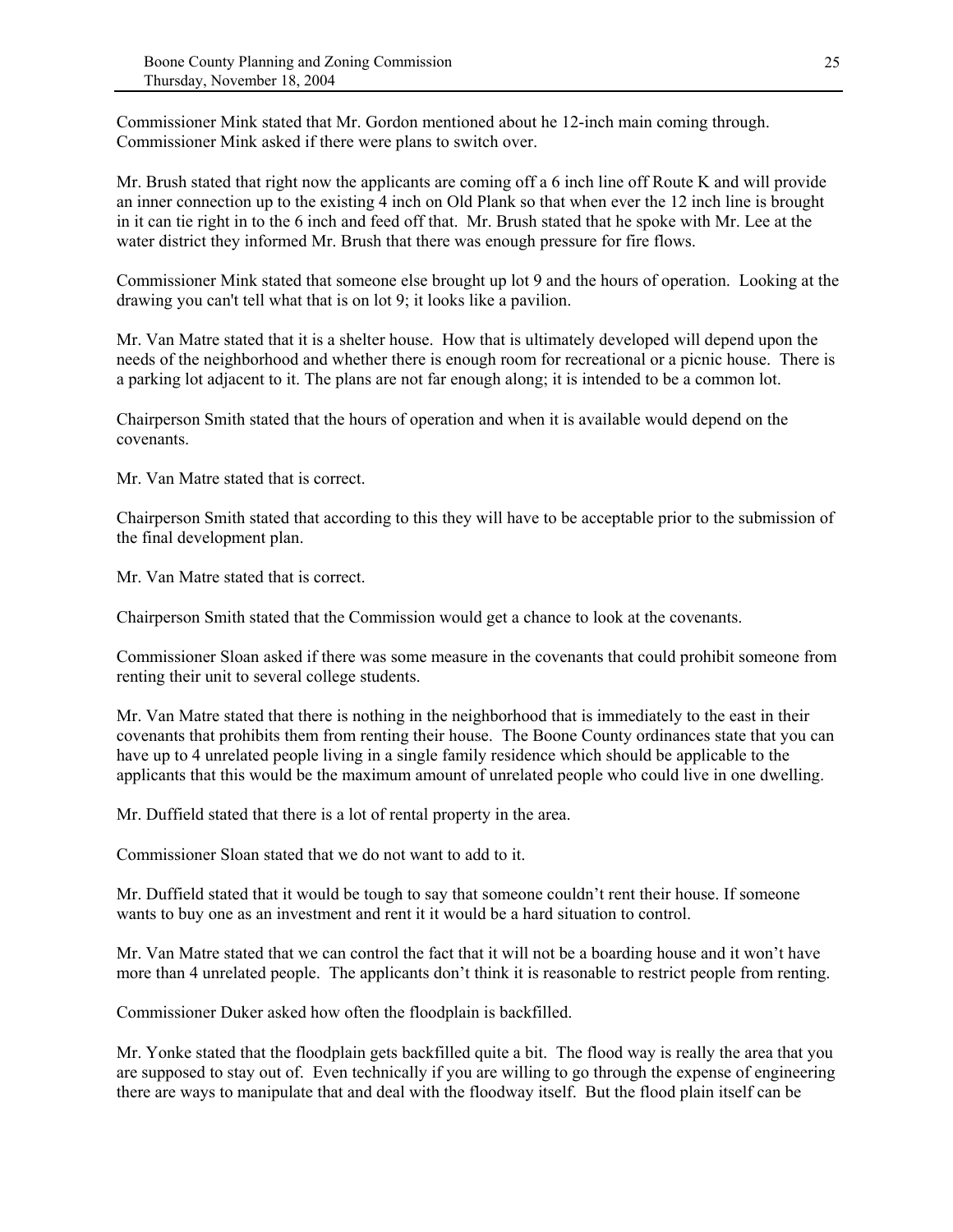Commissioner Mink stated that Mr. Gordon mentioned about he 12-inch main coming through. Commissioner Mink asked if there were plans to switch over.

Mr. Brush stated that right now the applicants are coming off a 6 inch line off Route K and will provide an inner connection up to the existing 4 inch on Old Plank so that when ever the 12 inch line is brought in it can tie right in to the 6 inch and feed off that. Mr. Brush stated that he spoke with Mr. Lee at the water district they informed Mr. Brush that there was enough pressure for fire flows.

Commissioner Mink stated that someone else brought up lot 9 and the hours of operation. Looking at the drawing you can't tell what that is on lot 9; it looks like a pavilion.

Mr. Van Matre stated that it is a shelter house. How that is ultimately developed will depend upon the needs of the neighborhood and whether there is enough room for recreational or a picnic house. There is a parking lot adjacent to it. The plans are not far enough along; it is intended to be a common lot.

Chairperson Smith stated that the hours of operation and when it is available would depend on the covenants.

Mr. Van Matre stated that is correct.

Chairperson Smith stated that according to this they will have to be acceptable prior to the submission of the final development plan.

Mr. Van Matre stated that is correct.

Chairperson Smith stated that the Commission would get a chance to look at the covenants.

Commissioner Sloan asked if there was some measure in the covenants that could prohibit someone from renting their unit to several college students.

Mr. Van Matre stated that there is nothing in the neighborhood that is immediately to the east in their covenants that prohibits them from renting their house. The Boone County ordinances state that you can have up to 4 unrelated people living in a single family residence which should be applicable to the applicants that this would be the maximum amount of unrelated people who could live in one dwelling.

Mr. Duffield stated that there is a lot of rental property in the area.

Commissioner Sloan stated that we do not want to add to it.

Mr. Duffield stated that it would be tough to say that someone couldn't rent their house. If someone wants to buy one as an investment and rent it it would be a hard situation to control.

Mr. Van Matre stated that we can control the fact that it will not be a boarding house and it won't have more than 4 unrelated people. The applicants don't think it is reasonable to restrict people from renting.

Commissioner Duker asked how often the floodplain is backfilled.

Mr. Yonke stated that the floodplain gets backfilled quite a bit. The flood way is really the area that you are supposed to stay out of. Even technically if you are willing to go through the expense of engineering there are ways to manipulate that and deal with the floodway itself. But the flood plain itself can be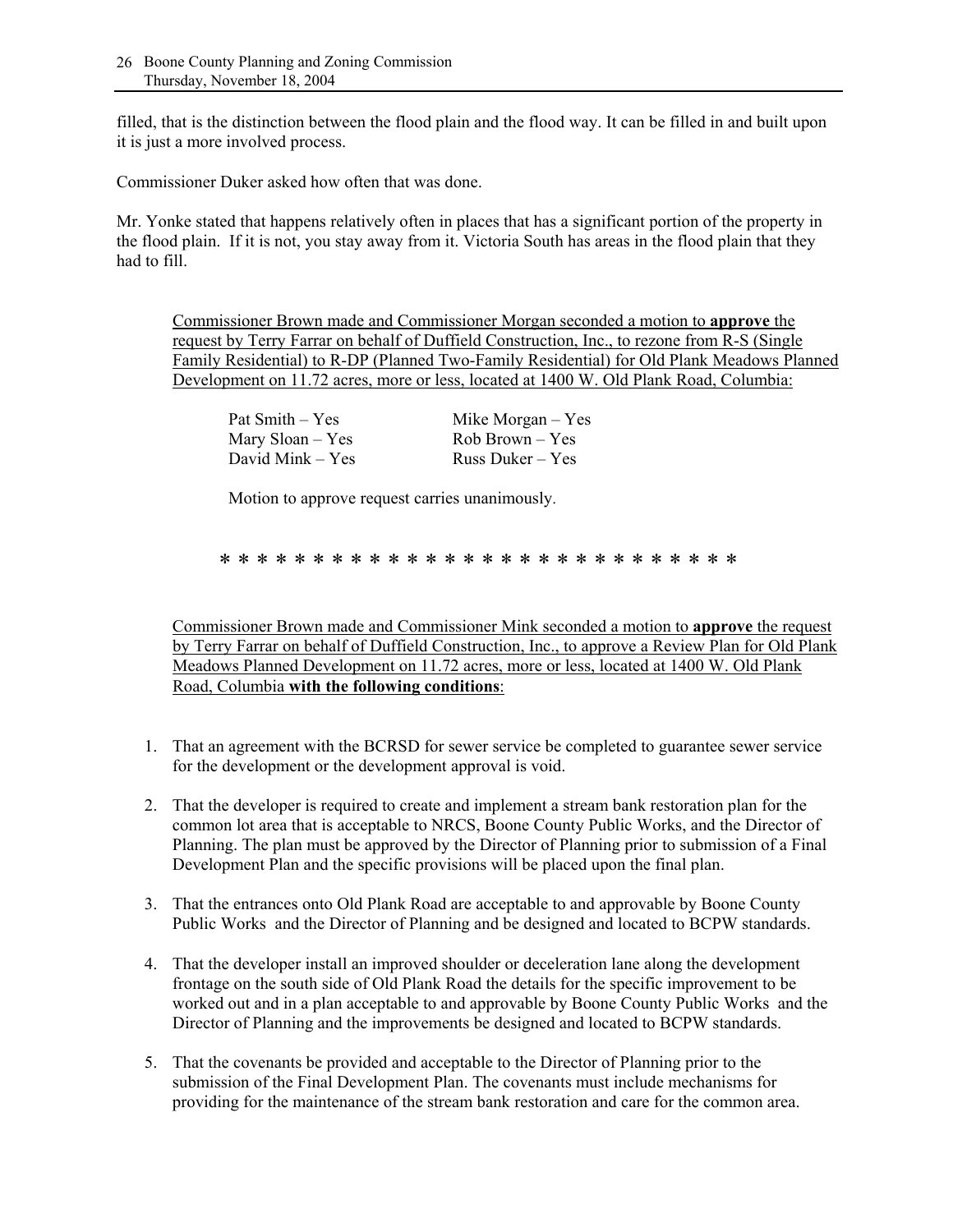filled, that is the distinction between the flood plain and the flood way. It can be filled in and built upon it is just a more involved process.

Commissioner Duker asked how often that was done.

Mr. Yonke stated that happens relatively often in places that has a significant portion of the property in the flood plain. If it is not, you stay away from it. Victoria South has areas in the flood plain that they had to fill.

Commissioner Brown made and Commissioner Morgan seconded a motion to **approve** the request by Terry Farrar on behalf of Duffield Construction, Inc., to rezone from R-S (Single Family Residential) to R-DP (Planned Two-Family Residential) for Old Plank Meadows Planned Development on 11.72 acres, more or less, located at 1400 W. Old Plank Road, Columbia:

| | |
|---|---|
| Pat Smith – Yes | Mike Morgan – Yes |
| Mary Sloan – Yes | Rob Brown – Yes |
| David Mink – Yes | Russ Duker – Yes |

Motion to approve request carries unanimously.

* * * * * * * * * * * * * * * * * * * * * * * * * * * * * *

Commissioner Brown made and Commissioner Mink seconded a motion to **approve** the request by Terry Farrar on behalf of Duffield Construction, Inc., to approve a Review Plan for Old Plank Meadows Planned Development on 11.72 acres, more or less, located at 1400 W. Old Plank Road, Columbia **with the following conditions**:

1. That an agreement with the BCRSD for sewer service be completed to guarantee sewer service for the development or the development approval is void.

2. That the developer is required to create and implement a stream bank restoration plan for the common lot area that is acceptable to NRCS, Boone County Public Works, and the Director of Planning. The plan must be approved by the Director of Planning prior to submission of a Final Development Plan and the specific provisions will be placed upon the final plan.

3. That the entrances onto Old Plank Road are acceptable to and approvable by Boone County Public Works and the Director of Planning and be designed and located to BCPW standards.

4. That the developer install an improved shoulder or deceleration lane along the development frontage on the south side of Old Plank Road the details for the specific improvement to be worked out and in a plan acceptable to and approvable by Boone County Public Works and the Director of Planning and the improvements be designed and located to BCPW standards.

5. That the covenants be provided and acceptable to the Director of Planning prior to the submission of the Final Development Plan. The covenants must include mechanisms for providing for the maintenance of the stream bank restoration and care for the common area.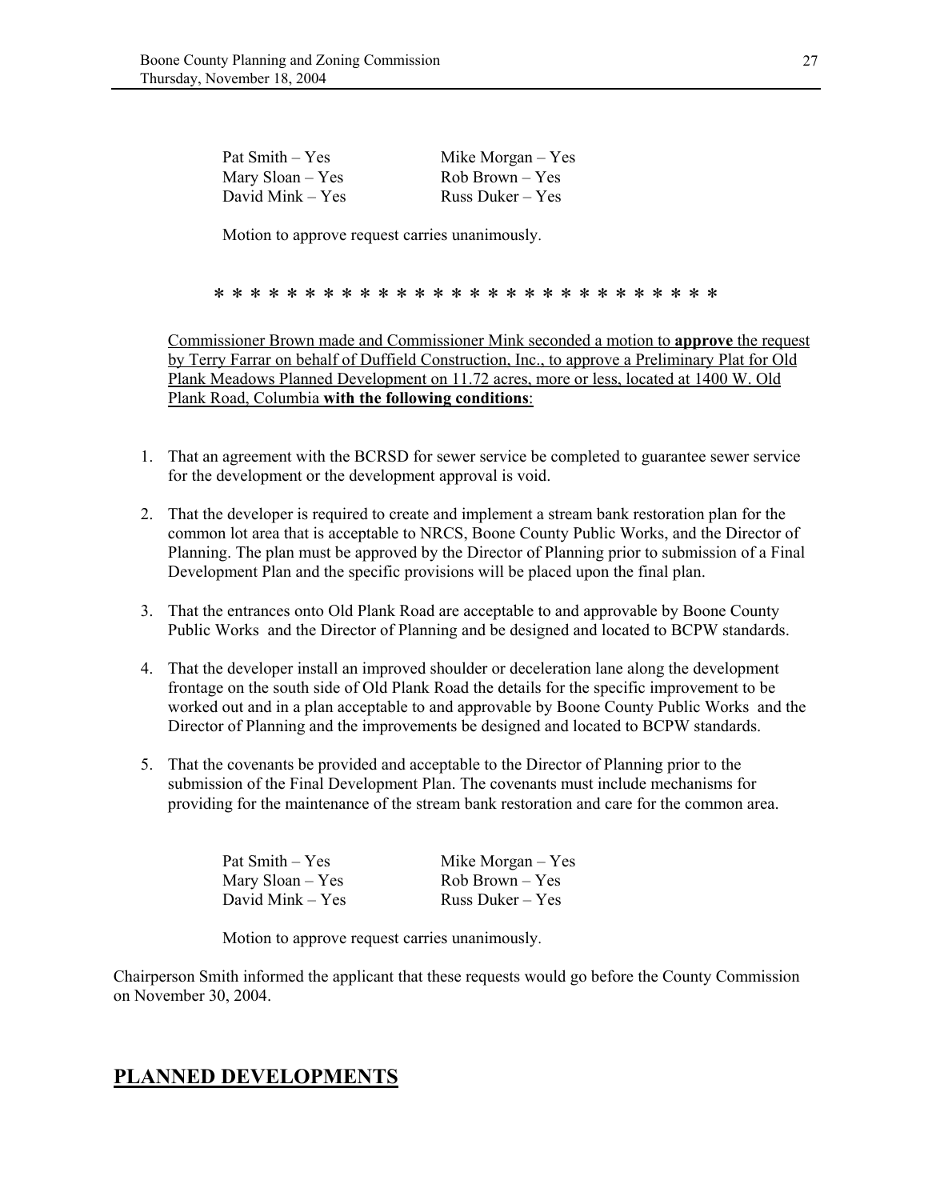| | |
|---|---|
| Pat Smith – Yes | Mike Morgan – Yes |
| Mary Sloan – Yes | Rob Brown – Yes |
| David Mink – Yes | Russ Duker – Yes |

Motion to approve request carries unanimously.

* * * * * * * * * * * * * * * * * * * * * * * * * * * * *

Commissioner Brown made and Commissioner Mink seconded a motion to **approve** the request by Terry Farrar on behalf of Duffield Construction, Inc., to approve a Preliminary Plat for Old Plank Meadows Planned Development on 11.72 acres, more or less, located at 1400 W. Old Plank Road, Columbia **with the following conditions**:

1. That an agreement with the BCRSD for sewer service be completed to guarantee sewer service for the development or the development approval is void.
2. That the developer is required to create and implement a stream bank restoration plan for the common lot area that is acceptable to NRCS, Boone County Public Works, and the Director of Planning. The plan must be approved by the Director of Planning prior to submission of a Final Development Plan and the specific provisions will be placed upon the final plan.
3. That the entrances onto Old Plank Road are acceptable to and approvable by Boone County Public Works and the Director of Planning and be designed and located to BCPW standards.
4. That the developer install an improved shoulder or deceleration lane along the development frontage on the south side of Old Plank Road the details for the specific improvement to be worked out and in a plan acceptable to and approvable by Boone County Public Works and the Director of Planning and the improvements be designed and located to BCPW standards.
5. That the covenants be provided and acceptable to the Director of Planning prior to the submission of the Final Development Plan. The covenants must include mechanisms for providing for the maintenance of the stream bank restoration and care for the common area.

| | |
|---|---|
| Pat Smith – Yes | Mike Morgan – Yes |
| Mary Sloan – Yes | Rob Brown – Yes |
| David Mink – Yes | Russ Duker – Yes |

Motion to approve request carries unanimously.

Chairperson Smith informed the applicant that these requests would go before the County Commission on November 30, 2004.

## PLANNED DEVELOPMENTS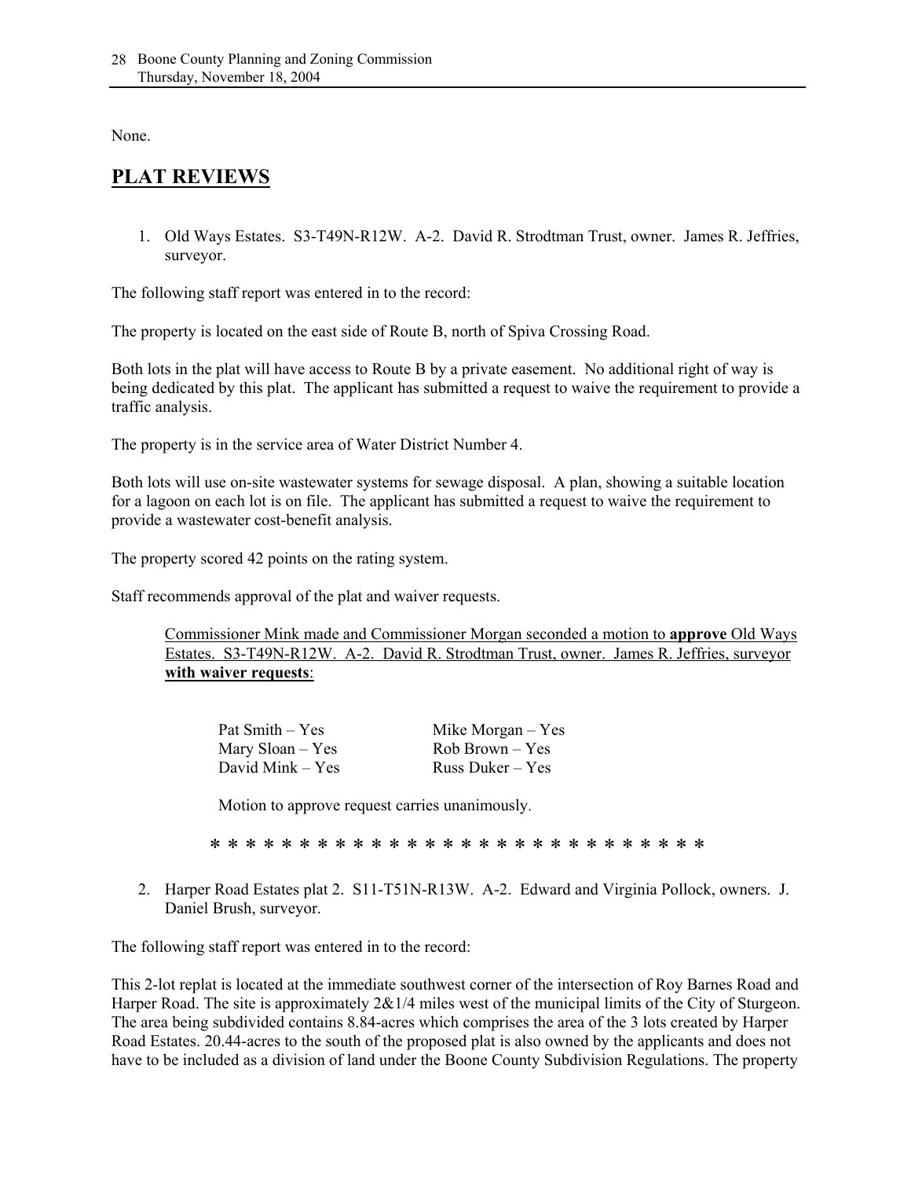None.

## PLAT REVIEWS

1. Old Ways Estates. S3-T49N-R12W. A-2. David R. Strodtman Trust, owner. James R. Jeffries, surveyor.

The following staff report was entered in to the record:

The property is located on the east side of Route B, north of Spiva Crossing Road.

Both lots in the plat will have access to Route B by a private easement. No additional right of way is being dedicated by this plat. The applicant has submitted a request to waive the requirement to provide a traffic analysis.

The property is in the service area of Water District Number 4.

Both lots will use on-site wastewater systems for sewage disposal. A plan, showing a suitable location for a lagoon on each lot is on file. The applicant has submitted a request to waive the requirement to provide a wastewater cost-benefit analysis.

The property scored 42 points on the rating system.

Staff recommends approval of the plat and waiver requests.

Commissioner Mink made and Commissioner Morgan seconded a motion to **approve** Old Ways Estates. S3-T49N-R12W. A-2. David R. Strodtman Trust, owner. James R. Jeffries, surveyor **with waiver requests**:

| | |
|---|---|
| Pat Smith – Yes | Mike Morgan – Yes |
| Mary Sloan – Yes | Rob Brown – Yes |
| David Mink – Yes | Russ Duker – Yes |

Motion to approve request carries unanimously.

* * * * * * * * * * * * * * * * * * * * * * * * * * * * *

2. Harper Road Estates plat 2. S11-T51N-R13W. A-2. Edward and Virginia Pollock, owners. J. Daniel Brush, surveyor.

The following staff report was entered in to the record:

This 2-lot replat is located at the immediate southwest corner of the intersection of Roy Barnes Road and Harper Road. The site is approximately 2&1/4 miles west of the municipal limits of the City of Sturgeon. The area being subdivided contains 8.84-acres which comprises the area of the 3 lots created by Harper Road Estates. 20.44-acres to the south of the proposed plat is also owned by the applicants and does not have to be included as a division of land under the Boone County Subdivision Regulations. The property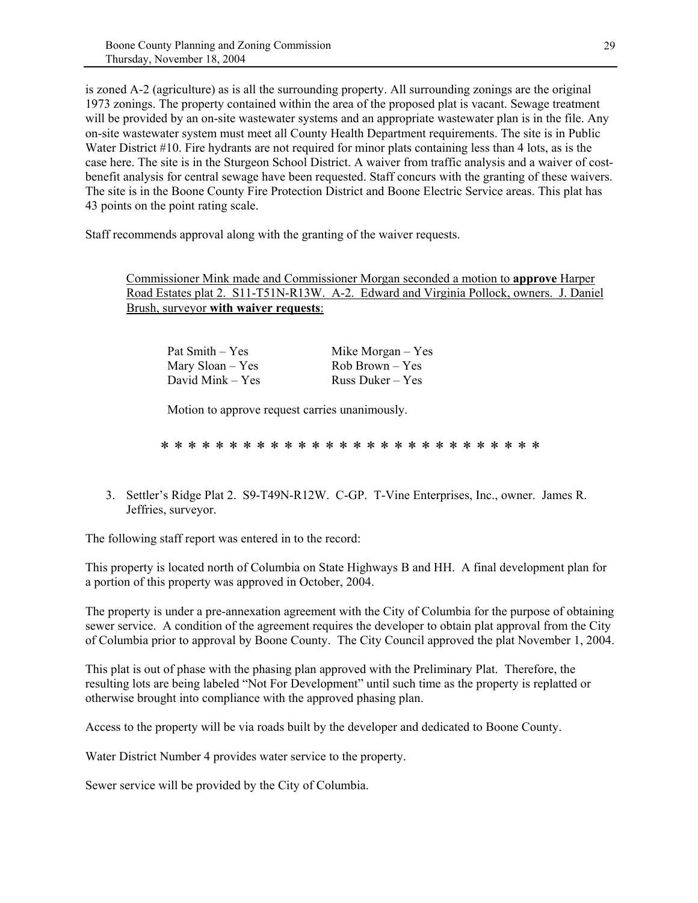is zoned A-2 (agriculture) as is all the surrounding property. All surrounding zonings are the original 1973 zonings. The property contained within the area of the proposed plat is vacant. Sewage treatment will be provided by an on-site wastewater systems and an appropriate wastewater plan is in the file. Any on-site wastewater system must meet all County Health Department requirements. The site is in Public Water District #10. Fire hydrants are not required for minor plats containing less than 4 lots, as is the case here. The site is in the Sturgeon School District. A waiver from traffic analysis and a waiver of cost-benefit analysis for central sewage have been requested. Staff concurs with the granting of these waivers. The site is in the Boone County Fire Protection District and Boone Electric Service areas. This plat has 43 points on the point rating scale.

Staff recommends approval along with the granting of the waiver requests.

Commissioner Mink made and Commissioner Morgan seconded a motion to **approve** Harper Road Estates plat 2. S11-T51N-R13W. A-2. Edward and Virginia Pollock, owners. J. Daniel Brush, surveyor **with waiver requests**:

| | |
|---|---|
| Pat Smith – Yes | Mike Morgan – Yes |
| Mary Sloan – Yes | Rob Brown – Yes |
| David Mink – Yes | Russ Duker – Yes |

Motion to approve request carries unanimously.

* * * * * * * * * * * * * * * * * * * * * * * * * * * * *

3. Settler's Ridge Plat 2. S9-T49N-R12W. C-GP. T-Vine Enterprises, Inc., owner. James R. Jeffries, surveyor.

The following staff report was entered in to the record:

This property is located north of Columbia on State Highways B and HH. A final development plan for a portion of this property was approved in October, 2004.

The property is under a pre-annexation agreement with the City of Columbia for the purpose of obtaining sewer service. A condition of the agreement requires the developer to obtain plat approval from the City of Columbia prior to approval by Boone County. The City Council approved the plat November 1, 2004.

This plat is out of phase with the phasing plan approved with the Preliminary Plat. Therefore, the resulting lots are being labeled "Not For Development" until such time as the property is replatted or otherwise brought into compliance with the approved phasing plan.

Access to the property will be via roads built by the developer and dedicated to Boone County.

Water District Number 4 provides water service to the property.

Sewer service will be provided by the City of Columbia.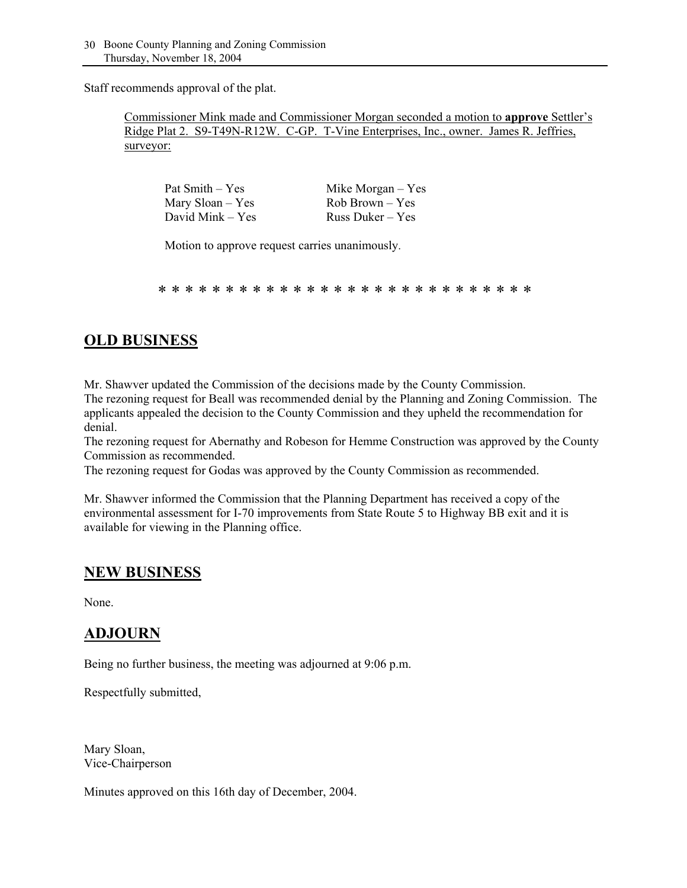Staff recommends approval of the plat.

Commissioner Mink made and Commissioner Morgan seconded a motion to **approve** Settler's Ridge Plat 2. S9-T49N-R12W. C-GP. T-Vine Enterprises, Inc., owner. James R. Jeffries, surveyor:

| | |
|---|---|
| Pat Smith – Yes | Mike Morgan – Yes |
| Mary Sloan – Yes | Rob Brown – Yes |
| David Mink – Yes | Russ Duker – Yes |

Motion to approve request carries unanimously.

* * * * * * * * * * * * * * * * * * * * * * * * * * * * *

## OLD BUSINESS

Mr. Shawver updated the Commission of the decisions made by the County Commission.
The rezoning request for Beall was recommended denial by the Planning and Zoning Commission. The applicants appealed the decision to the County Commission and they upheld the recommendation for denial.
The rezoning request for Abernathy and Robeson for Hemme Construction was approved by the County Commission as recommended.
The rezoning request for Godas was approved by the County Commission as recommended.

Mr. Shawver informed the Commission that the Planning Department has received a copy of the environmental assessment for I-70 improvements from State Route 5 to Highway BB exit and it is available for viewing in the Planning office.

## NEW BUSINESS

None.

## ADJOURN

Being no further business, the meeting was adjourned at 9:06 p.m.

Respectfully submitted,

Mary Sloan,
Vice-Chairperson

Minutes approved on this 16th day of December, 2004.